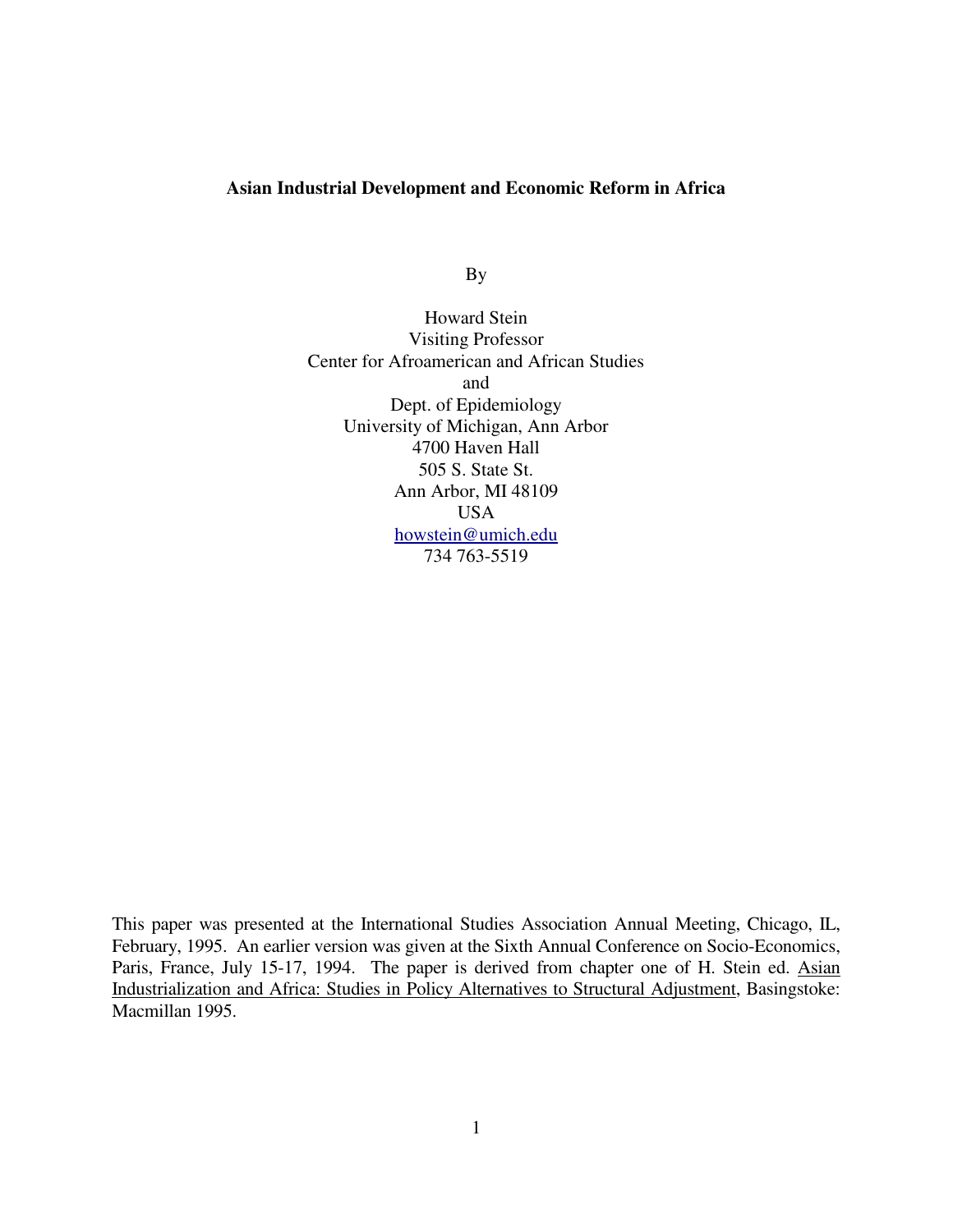**Asian Industrial Development and Economic Reform in Africa**

By

Howard Stein  
Visiting Professor  
Center for Afroamerican and African Studies  
and  
Dept. of Epidemiology  
University of Michigan, Ann Arbor  
4700 Haven Hall  
505 S. State St.  
Ann Arbor, MI 48109  
USA  
howstein@umich.edu  
734 763-5519

This paper was presented at the International Studies Association Annual Meeting, Chicago, IL, February, 1995. An earlier version was given at the Sixth Annual Conference on Socio-Economics, Paris, France, July 15-17, 1994. The paper is derived from chapter one of H. Stein ed. Asian Industrialization and Africa: Studies in Policy Alternatives to Structural Adjustment, Basingstoke: Macmillan 1995.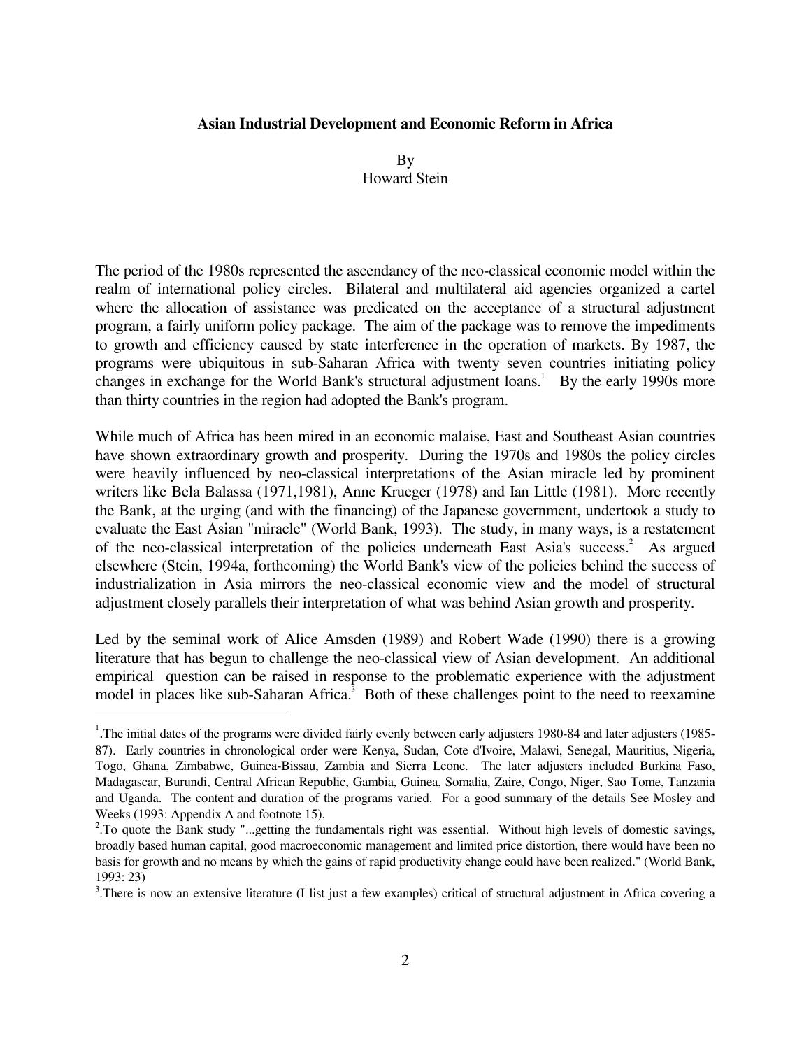**Asian Industrial Development and Economic Reform in Africa**

By
Howard Stein

The period of the 1980s represented the ascendancy of the neo-classical economic model within the realm of international policy circles. Bilateral and multilateral aid agencies organized a cartel where the allocation of assistance was predicated on the acceptance of a structural adjustment program, a fairly uniform policy package. The aim of the package was to remove the impediments to growth and efficiency caused by state interference in the operation of markets. By 1987, the programs were ubiquitous in sub-Saharan Africa with twenty seven countries initiating policy changes in exchange for the World Bank's structural adjustment loans.[1] By the early 1990s more than thirty countries in the region had adopted the Bank's program.

While much of Africa has been mired in an economic malaise, East and Southeast Asian countries have shown extraordinary growth and prosperity. During the 1970s and 1980s the policy circles were heavily influenced by neo-classical interpretations of the Asian miracle led by prominent writers like Bela Balassa (1971,1981), Anne Krueger (1978) and Ian Little (1981). More recently the Bank, at the urging (and with the financing) of the Japanese government, undertook a study to evaluate the East Asian "miracle" (World Bank, 1993). The study, in many ways, is a restatement of the neo-classical interpretation of the policies underneath East Asia's success.[2] As argued elsewhere (Stein, 1994a, forthcoming) the World Bank's view of the policies behind the success of industrialization in Asia mirrors the neo-classical economic view and the model of structural adjustment closely parallels their interpretation of what was behind Asian growth and prosperity.

Led by the seminal work of Alice Amsden (1989) and Robert Wade (1990) there is a growing literature that has begun to challenge the neo-classical view of Asian development. An additional empirical question can be raised in response to the problematic experience with the adjustment model in places like sub-Saharan Africa.[3] Both of these challenges point to the need to reexamine

---

[1]. The initial dates of the programs were divided fairly evenly between early adjusters 1980-84 and later adjusters (1985-87). Early countries in chronological order were Kenya, Sudan, Cote d'Ivoire, Malawi, Senegal, Mauritius, Nigeria, Togo, Ghana, Zimbabwe, Guinea-Bissau, Zambia and Sierra Leone. The later adjusters included Burkina Faso, Madagascar, Burundi, Central African Republic, Gambia, Guinea, Somalia, Zaire, Congo, Niger, Sao Tome, Tanzania and Uganda. The content and duration of the programs varied. For a good summary of the details See Mosley and Weeks (1993: Appendix A and footnote 15).

[2]. To quote the Bank study "...getting the fundamentals right was essential. Without high levels of domestic savings, broadly based human capital, good macroeconomic management and limited price distortion, there would have been no basis for growth and no means by which the gains of rapid productivity change could have been realized." (World Bank, 1993: 23)

[3]. There is now an extensive literature (I list just a few examples) critical of structural adjustment in Africa covering a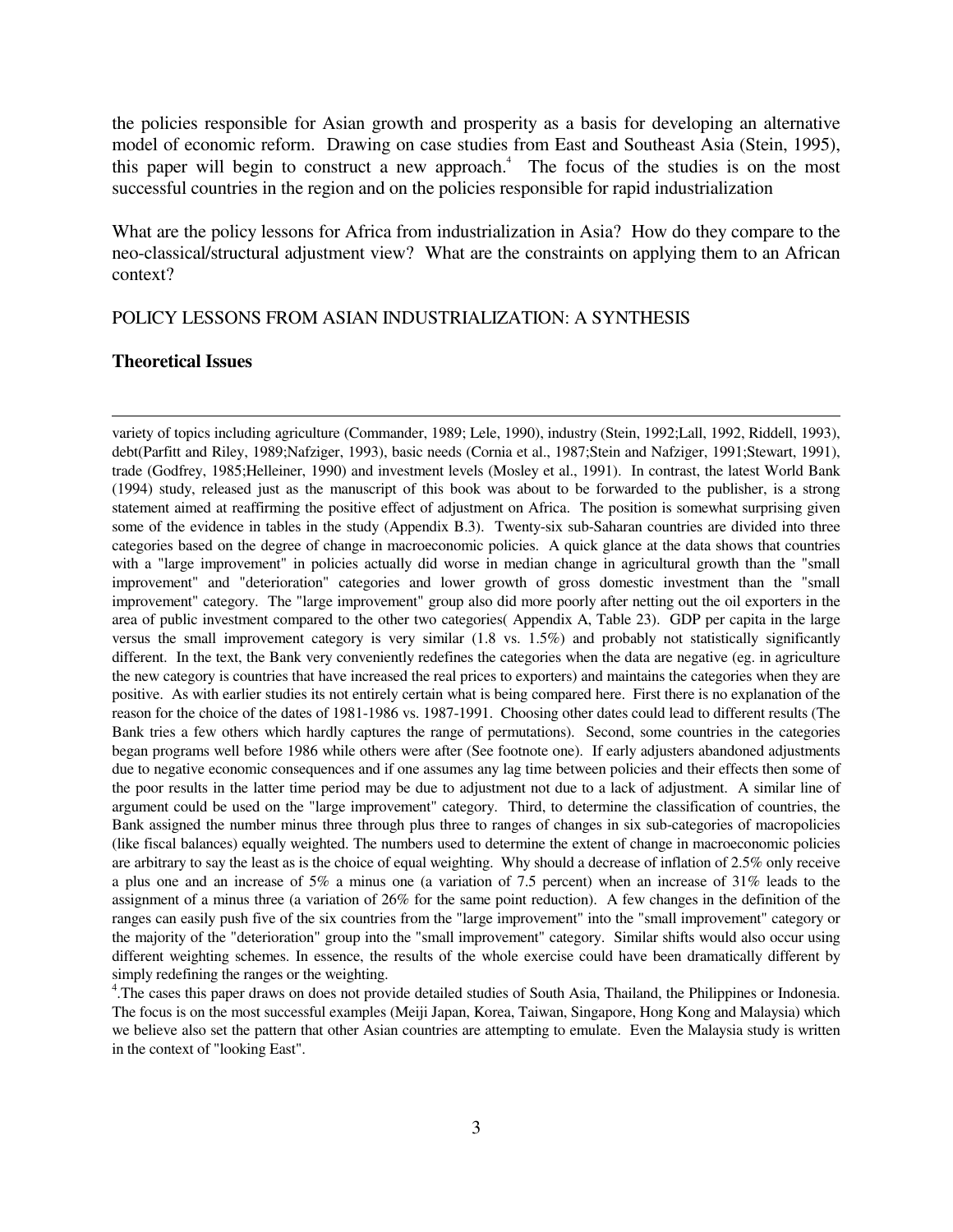the policies responsible for Asian growth and prosperity as a basis for developing an alternative model of economic reform. Drawing on case studies from East and Southeast Asia (Stein, 1995), this paper will begin to construct a new approach.[4] The focus of the studies is on the most successful countries in the region and on the policies responsible for rapid industrialization

What are the policy lessons for Africa from industrialization in Asia? How do they compare to the neo-classical/structural adjustment view? What are the constraints on applying them to an African context?

## POLICY LESSONS FROM ASIAN INDUSTRIALIZATION: A SYNTHESIS

### Theoretical Issues

---

variety of topics including agriculture (Commander, 1989; Lele, 1990), industry (Stein, 1992;Lall, 1992, Riddell, 1993), debt(Parfitt and Riley, 1989;Nafziger, 1993), basic needs (Cornia et al., 1987;Stein and Nafziger, 1991;Stewart, 1991), trade (Godfrey, 1985;Helleiner, 1990) and investment levels (Mosley et al., 1991). In contrast, the latest World Bank (1994) study, released just as the manuscript of this book was about to be forwarded to the publisher, is a strong statement aimed at reaffirming the positive effect of adjustment on Africa. The position is somewhat surprising given some of the evidence in tables in the study (Appendix B.3). Twenty-six sub-Saharan countries are divided into three categories based on the degree of change in macroeconomic policies. A quick glance at the data shows that countries with a "large improvement" in policies actually did worse in median change in agricultural growth than the "small improvement" and "deterioration" categories and lower growth of gross domestic investment than the "small improvement" category. The "large improvement" group also did more poorly after netting out the oil exporters in the area of public investment compared to the other two categories( Appendix A, Table 23). GDP per capita in the large versus the small improvement category is very similar (1.8 vs. 1.5%) and probably not statistically significantly different. In the text, the Bank very conveniently redefines the categories when the data are negative (eg. in agriculture the new category is countries that have increased the real prices to exporters) and maintains the categories when they are positive. As with earlier studies its not entirely certain what is being compared here. First there is no explanation of the reason for the choice of the dates of 1981-1986 vs. 1987-1991. Choosing other dates could lead to different results (The Bank tries a few others which hardly captures the range of permutations). Second, some countries in the categories began programs well before 1986 while others were after (See footnote one). If early adjusters abandoned adjustments due to negative economic consequences and if one assumes any lag time between policies and their effects then some of the poor results in the latter time period may be due to adjustment not due to a lack of adjustment. A similar line of argument could be used on the "large improvement" category. Third, to determine the classification of countries, the Bank assigned the number minus three through plus three to ranges of changes in six sub-categories of macropolicies (like fiscal balances) equally weighted. The numbers used to determine the extent of change in macroeconomic policies are arbitrary to say the least as is the choice of equal weighting. Why should a decrease of inflation of 2.5% only receive a plus one and an increase of 5% a minus one (a variation of 7.5 percent) when an increase of 31% leads to the assignment of a minus three (a variation of 26% for the same point reduction). A few changes in the definition of the ranges can easily push five of the six countries from the "large improvement" into the "small improvement" category or the majority of the "deterioration" group into the "small improvement" category. Similar shifts would also occur using different weighting schemes. In essence, the results of the whole exercise could have been dramatically different by simply redefining the ranges or the weighting.

[4].The cases this paper draws on does not provide detailed studies of South Asia, Thailand, the Philippines or Indonesia. The focus is on the most successful examples (Meiji Japan, Korea, Taiwan, Singapore, Hong Kong and Malaysia) which we believe also set the pattern that other Asian countries are attempting to emulate. Even the Malaysia study is written in the context of "looking East".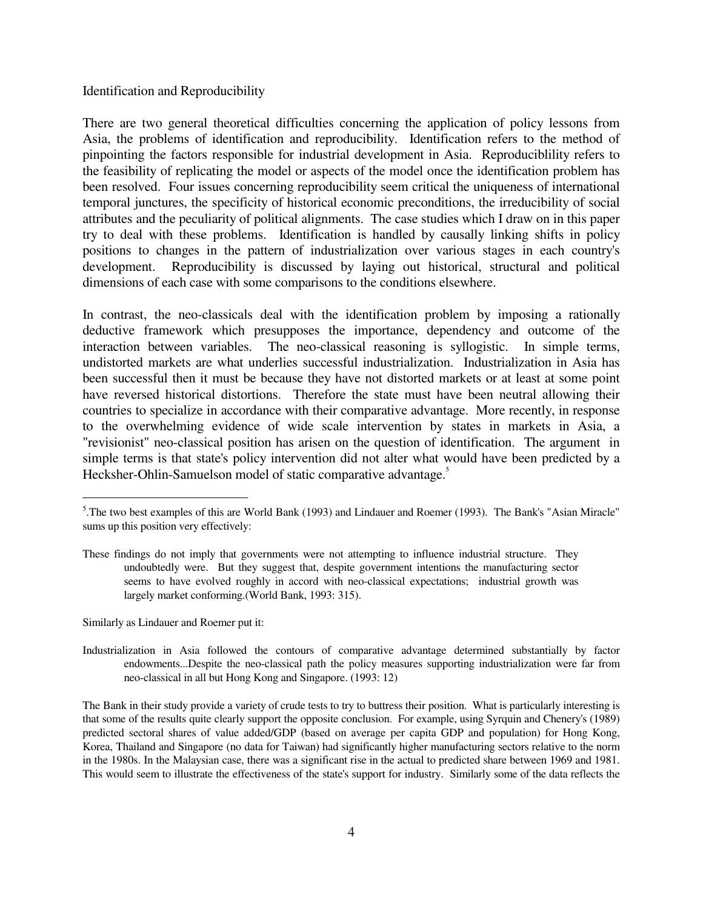Identification and Reproducibility

There are two general theoretical difficulties concerning the application of policy lessons from Asia, the problems of identification and reproducibility. Identification refers to the method of pinpointing the factors responsible for industrial development in Asia. Reproduciblility refers to the feasibility of replicating the model or aspects of the model once the identification problem has been resolved. Four issues concerning reproducibility seem critical the uniqueness of international temporal junctures, the specificity of historical economic preconditions, the irreducibility of social attributes and the peculiarity of political alignments. The case studies which I draw on in this paper try to deal with these problems. Identification is handled by causally linking shifts in policy positions to changes in the pattern of industrialization over various stages in each country's development. Reproducibility is discussed by laying out historical, structural and political dimensions of each case with some comparisons to the conditions elsewhere.

In contrast, the neo-classicals deal with the identification problem by imposing a rationally deductive framework which presupposes the importance, dependency and outcome of the interaction between variables. The neo-classical reasoning is syllogistic. In simple terms, undistorted markets are what underlies successful industrialization. Industrialization in Asia has been successful then it must be because they have not distorted markets or at least at some point have reversed historical distortions. Therefore the state must have been neutral allowing their countries to specialize in accordance with their comparative advantage. More recently, in response to the overwhelming evidence of wide scale intervention by states in markets in Asia, a "revisionist" neo-classical position has arisen on the question of identification. The argument in simple terms is that state's policy intervention did not alter what would have been predicted by a Hecksher-Ohlin-Samuelson model of static comparative advantage.[5]

---

[5]. The two best examples of this are World Bank (1993) and Lindauer and Roemer (1993). The Bank's "Asian Miracle" sums up this position very effectively:

> These findings do not imply that governments were not attempting to influence industrial structure. They undoubtedly were. But they suggest that, despite government intentions the manufacturing sector seems to have evolved roughly in accord with neo-classical expectations; industrial growth was largely market conforming.(World Bank, 1993: 315).

Similarly as Lindauer and Roemer put it:

> Industrialization in Asia followed the contours of comparative advantage determined substantially by factor endowments...Despite the neo-classical path the policy measures supporting industrialization were far from neo-classical in all but Hong Kong and Singapore. (1993: 12)

The Bank in their study provide a variety of crude tests to try to buttress their position. What is particularly interesting is that some of the results quite clearly support the opposite conclusion. For example, using Syrquin and Chenery's (1989) predicted sectoral shares of value added/GDP (based on average per capita GDP and population) for Hong Kong, Korea, Thailand and Singapore (no data for Taiwan) had significantly higher manufacturing sectors relative to the norm in the 1980s. In the Malaysian case, there was a significant rise in the actual to predicted share between 1969 and 1981. This would seem to illustrate the effectiveness of the state's support for industry. Similarly some of the data reflects the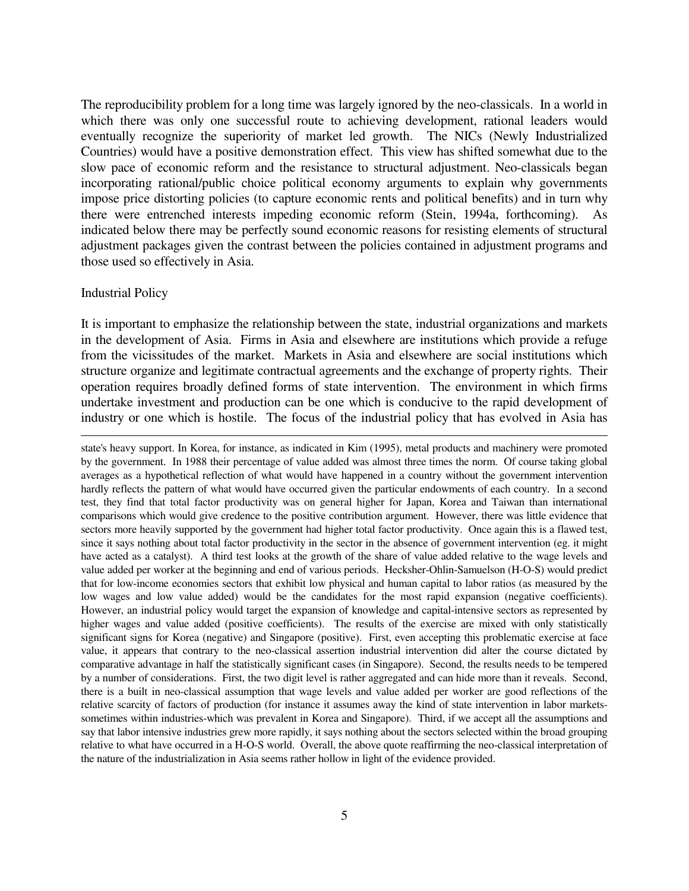The reproducibility problem for a long time was largely ignored by the neo-classicals. In a world in which there was only one successful route to achieving development, rational leaders would eventually recognize the superiority of market led growth. The NICs (Newly Industrialized Countries) would have a positive demonstration effect. This view has shifted somewhat due to the slow pace of economic reform and the resistance to structural adjustment. Neo-classicals began incorporating rational/public choice political economy arguments to explain why governments impose price distorting policies (to capture economic rents and political benefits) and in turn why there were entrenched interests impeding economic reform (Stein, 1994a, forthcoming). As indicated below there may be perfectly sound economic reasons for resisting elements of structural adjustment packages given the contrast between the policies contained in adjustment programs and those used so effectively in Asia.

## Industrial Policy

It is important to emphasize the relationship between the state, industrial organizations and markets in the development of Asia. Firms in Asia and elsewhere are institutions which provide a refuge from the vicissitudes of the market. Markets in Asia and elsewhere are social institutions which structure organize and legitimate contractual agreements and the exchange of property rights. Their operation requires broadly defined forms of state intervention. The environment in which firms undertake investment and production can be one which is conducive to the rapid development of industry or one which is hostile. The focus of the industrial policy that has evolved in Asia has

---

state's heavy support. In Korea, for instance, as indicated in Kim (1995), metal products and machinery were promoted by the government. In 1988 their percentage of value added was almost three times the norm. Of course taking global averages as a hypothetical reflection of what would have happened in a country without the government intervention hardly reflects the pattern of what would have occurred given the particular endowments of each country. In a second test, they find that total factor productivity was on general higher for Japan, Korea and Taiwan than international comparisons which would give credence to the positive contribution argument. However, there was little evidence that sectors more heavily supported by the government had higher total factor productivity. Once again this is a flawed test, since it says nothing about total factor productivity in the sector in the absence of government intervention (eg. it might have acted as a catalyst). A third test looks at the growth of the share of value added relative to the wage levels and value added per worker at the beginning and end of various periods. Hecksher-Ohlin-Samuelson (H-O-S) would predict that for low-income economies sectors that exhibit low physical and human capital to labor ratios (as measured by the low wages and low value added) would be the candidates for the most rapid expansion (negative coefficients). However, an industrial policy would target the expansion of knowledge and capital-intensive sectors as represented by higher wages and value added (positive coefficients). The results of the exercise are mixed with only statistically significant signs for Korea (negative) and Singapore (positive). First, even accepting this problematic exercise at face value, it appears that contrary to the neo-classical assertion industrial intervention did alter the course dictated by comparative advantage in half the statistically significant cases (in Singapore). Second, the results needs to be tempered by a number of considerations. First, the two digit level is rather aggregated and can hide more than it reveals. Second, there is a built in neo-classical assumption that wage levels and value added per worker are good reflections of the relative scarcity of factors of production (for instance it assumes away the kind of state intervention in labor markets-sometimes within industries-which was prevalent in Korea and Singapore). Third, if we accept all the assumptions and say that labor intensive industries grew more rapidly, it says nothing about the sectors selected within the broad grouping relative to what have occurred in a H-O-S world. Overall, the above quote reaffirming the neo-classical interpretation of the nature of the industrialization in Asia seems rather hollow in light of the evidence provided.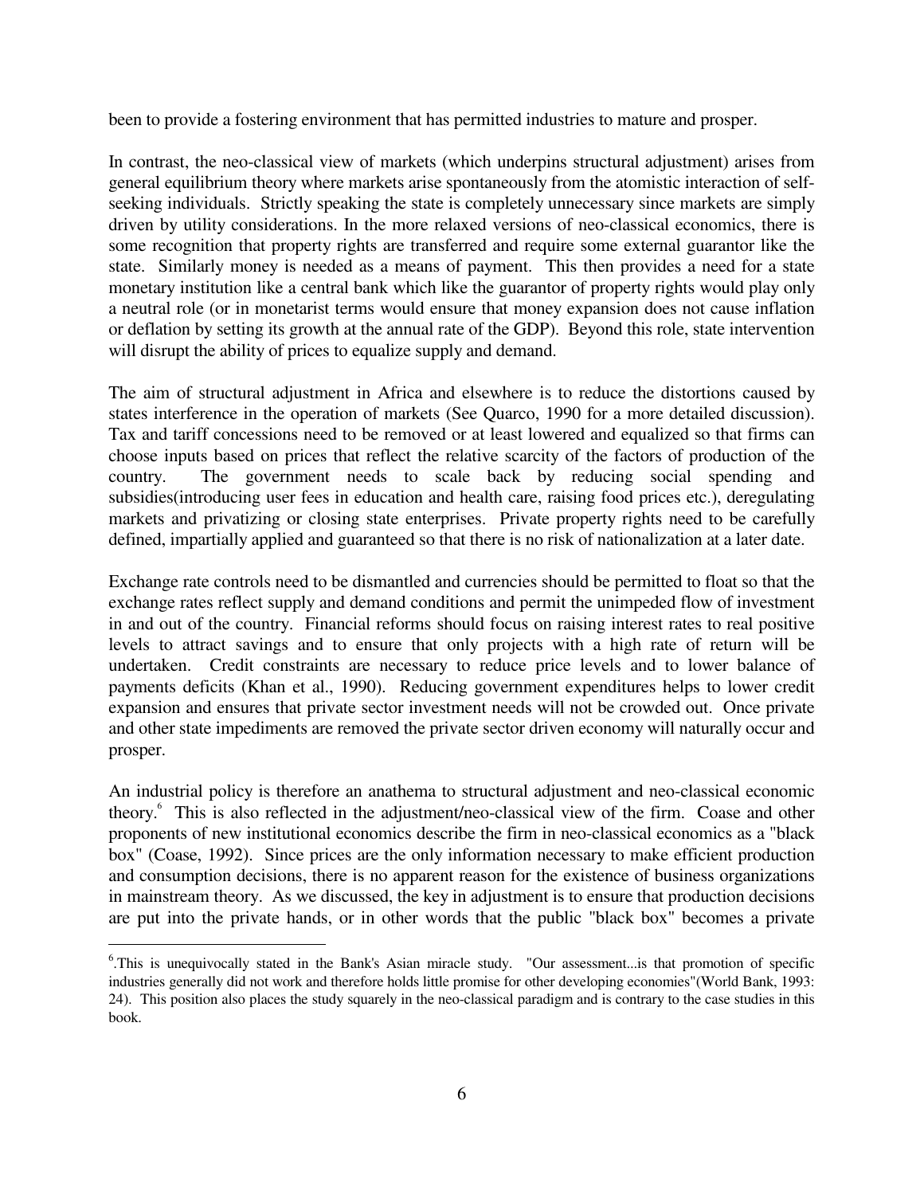been to provide a fostering environment that has permitted industries to mature and prosper.

In contrast, the neo-classical view of markets (which underpins structural adjustment) arises from general equilibrium theory where markets arise spontaneously from the atomistic interaction of self-seeking individuals. Strictly speaking the state is completely unnecessary since markets are simply driven by utility considerations. In the more relaxed versions of neo-classical economics, there is some recognition that property rights are transferred and require some external guarantor like the state. Similarly money is needed as a means of payment. This then provides a need for a state monetary institution like a central bank which like the guarantor of property rights would play only a neutral role (or in monetarist terms would ensure that money expansion does not cause inflation or deflation by setting its growth at the annual rate of the GDP). Beyond this role, state intervention will disrupt the ability of prices to equalize supply and demand.

The aim of structural adjustment in Africa and elsewhere is to reduce the distortions caused by states interference in the operation of markets (See Quarco, 1990 for a more detailed discussion). Tax and tariff concessions need to be removed or at least lowered and equalized so that firms can choose inputs based on prices that reflect the relative scarcity of the factors of production of the country. The government needs to scale back by reducing social spending and subsidies(introducing user fees in education and health care, raising food prices etc.), deregulating markets and privatizing or closing state enterprises. Private property rights need to be carefully defined, impartially applied and guaranteed so that there is no risk of nationalization at a later date.

Exchange rate controls need to be dismantled and currencies should be permitted to float so that the exchange rates reflect supply and demand conditions and permit the unimpeded flow of investment in and out of the country. Financial reforms should focus on raising interest rates to real positive levels to attract savings and to ensure that only projects with a high rate of return will be undertaken. Credit constraints are necessary to reduce price levels and to lower balance of payments deficits (Khan et al., 1990). Reducing government expenditures helps to lower credit expansion and ensures that private sector investment needs will not be crowded out. Once private and other state impediments are removed the private sector driven economy will naturally occur and prosper.

An industrial policy is therefore an anathema to structural adjustment and neo-classical economic theory.[6] This is also reflected in the adjustment/neo-classical view of the firm. Coase and other proponents of new institutional economics describe the firm in neo-classical economics as a "black box" (Coase, 1992). Since prices are the only information necessary to make efficient production and consumption decisions, there is no apparent reason for the existence of business organizations in mainstream theory. As we discussed, the key in adjustment is to ensure that production decisions are put into the private hands, or in other words that the public "black box" becomes a private

[6].This is unequivocally stated in the Bank's Asian miracle study. "Our assessment...is that promotion of specific industries generally did not work and therefore holds little promise for other developing economies"(World Bank, 1993: 24). This position also places the study squarely in the neo-classical paradigm and is contrary to the case studies in this book.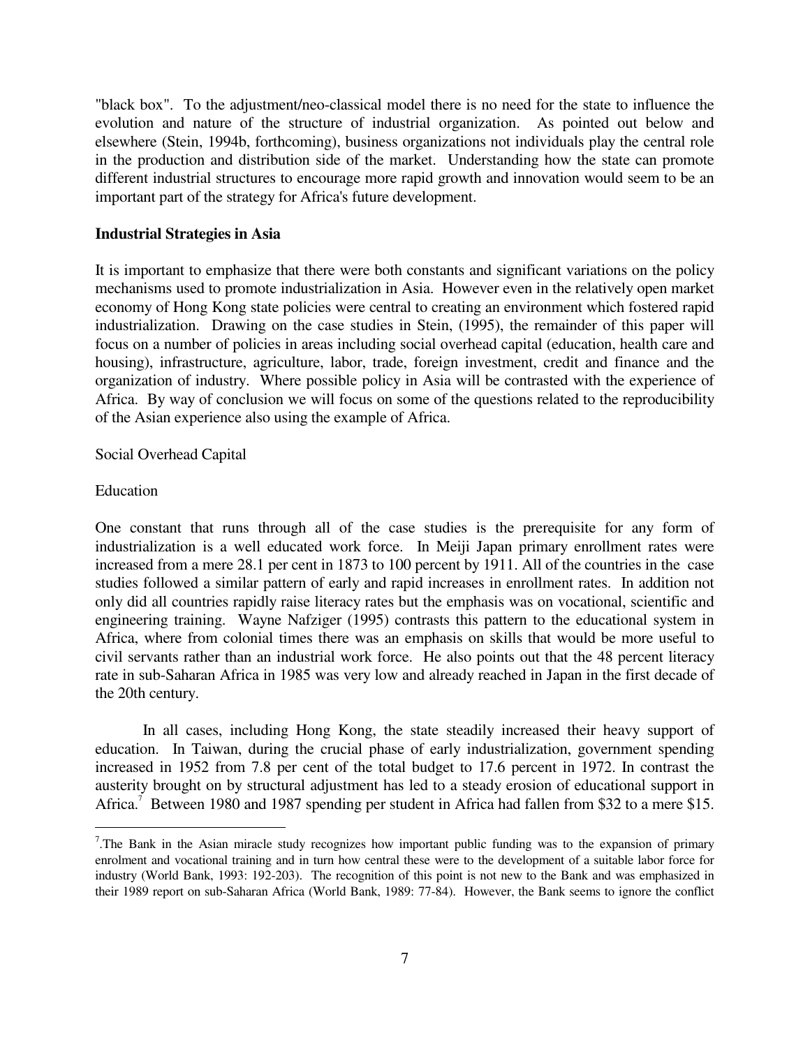"black box". To the adjustment/neo-classical model there is no need for the state to influence the evolution and nature of the structure of industrial organization. As pointed out below and elsewhere (Stein, 1994b, forthcoming), business organizations not individuals play the central role in the production and distribution side of the market. Understanding how the state can promote different industrial structures to encourage more rapid growth and innovation would seem to be an important part of the strategy for Africa's future development.

**Industrial Strategies in Asia**

It is important to emphasize that there were both constants and significant variations on the policy mechanisms used to promote industrialization in Asia. However even in the relatively open market economy of Hong Kong state policies were central to creating an environment which fostered rapid industrialization. Drawing on the case studies in Stein, (1995), the remainder of this paper will focus on a number of policies in areas including social overhead capital (education, health care and housing), infrastructure, agriculture, labor, trade, foreign investment, credit and finance and the organization of industry. Where possible policy in Asia will be contrasted with the experience of Africa. By way of conclusion we will focus on some of the questions related to the reproducibility of the Asian experience also using the example of Africa.

Social Overhead Capital

Education

One constant that runs through all of the case studies is the prerequisite for any form of industrialization is a well educated work force. In Meiji Japan primary enrollment rates were increased from a mere 28.1 per cent in 1873 to 100 percent by 1911. All of the countries in the case studies followed a similar pattern of early and rapid increases in enrollment rates. In addition not only did all countries rapidly raise literacy rates but the emphasis was on vocational, scientific and engineering training. Wayne Nafziger (1995) contrasts this pattern to the educational system in Africa, where from colonial times there was an emphasis on skills that would be more useful to civil servants rather than an industrial work force. He also points out that the 48 percent literacy rate in sub-Saharan Africa in 1985 was very low and already reached in Japan in the first decade of the 20th century.

In all cases, including Hong Kong, the state steadily increased their heavy support of education. In Taiwan, during the crucial phase of early industrialization, government spending increased in 1952 from 7.8 per cent of the total budget to 17.6 percent in 1972. In contrast the austerity brought on by structural adjustment has led to a steady erosion of educational support in Africa.[7] Between 1980 and 1987 spending per student in Africa had fallen from $32 to a mere $15.

[7]. The Bank in the Asian miracle study recognizes how important public funding was to the expansion of primary enrolment and vocational training and in turn how central these were to the development of a suitable labor force for industry (World Bank, 1993: 192-203). The recognition of this point is not new to the Bank and was emphasized in their 1989 report on sub-Saharan Africa (World Bank, 1989: 77-84). However, the Bank seems to ignore the conflict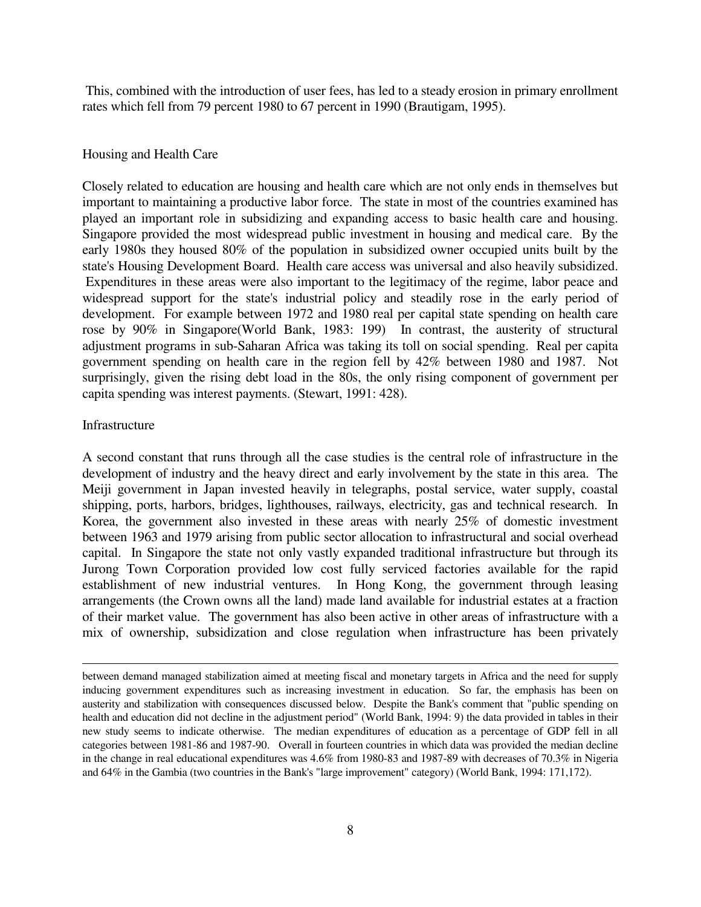This, combined with the introduction of user fees, has led to a steady erosion in primary enrollment rates which fell from 79 percent 1980 to 67 percent in 1990 (Brautigam, 1995).

## Housing and Health Care

Closely related to education are housing and health care which are not only ends in themselves but important to maintaining a productive labor force. The state in most of the countries examined has played an important role in subsidizing and expanding access to basic health care and housing. Singapore provided the most widespread public investment in housing and medical care. By the early 1980s they housed 80% of the population in subsidized owner occupied units built by the state's Housing Development Board. Health care access was universal and also heavily subsidized. Expenditures in these areas were also important to the legitimacy of the regime, labor peace and widespread support for the state's industrial policy and steadily rose in the early period of development. For example between 1972 and 1980 real per capital state spending on health care rose by 90% in Singapore(World Bank, 1983: 199) In contrast, the austerity of structural adjustment programs in sub-Saharan Africa was taking its toll on social spending. Real per capita government spending on health care in the region fell by 42% between 1980 and 1987. Not surprisingly, given the rising debt load in the 80s, the only rising component of government per capita spending was interest payments. (Stewart, 1991: 428).

## Infrastructure

A second constant that runs through all the case studies is the central role of infrastructure in the development of industry and the heavy direct and early involvement by the state in this area. The Meiji government in Japan invested heavily in telegraphs, postal service, water supply, coastal shipping, ports, harbors, bridges, lighthouses, railways, electricity, gas and technical research. In Korea, the government also invested in these areas with nearly 25% of domestic investment between 1963 and 1979 arising from public sector allocation to infrastructural and social overhead capital. In Singapore the state not only vastly expanded traditional infrastructure but through its Jurong Town Corporation provided low cost fully serviced factories available for the rapid establishment of new industrial ventures. In Hong Kong, the government through leasing arrangements (the Crown owns all the land) made land available for industrial estates at a fraction of their market value. The government has also been active in other areas of infrastructure with a mix of ownership, subsidization and close regulation when infrastructure has been privately

---

between demand managed stabilization aimed at meeting fiscal and monetary targets in Africa and the need for supply inducing government expenditures such as increasing investment in education. So far, the emphasis has been on austerity and stabilization with consequences discussed below. Despite the Bank's comment that "public spending on health and education did not decline in the adjustment period" (World Bank, 1994: 9) the data provided in tables in their new study seems to indicate otherwise. The median expenditures of education as a percentage of GDP fell in all categories between 1981-86 and 1987-90. Overall in fourteen countries in which data was provided the median decline in the change in real educational expenditures was 4.6% from 1980-83 and 1987-89 with decreases of 70.3% in Nigeria and 64% in the Gambia (two countries in the Bank's "large improvement" category) (World Bank, 1994: 171,172).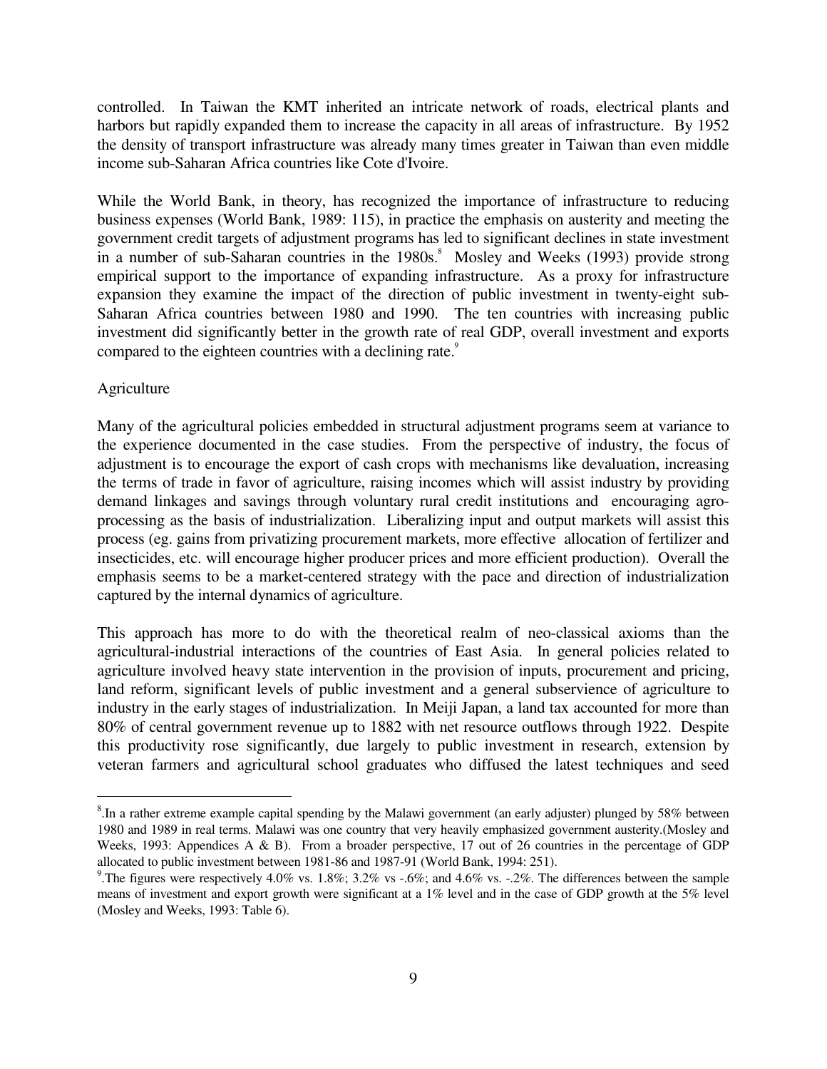controlled. In Taiwan the KMT inherited an intricate network of roads, electrical plants and harbors but rapidly expanded them to increase the capacity in all areas of infrastructure. By 1952 the density of transport infrastructure was already many times greater in Taiwan than even middle income sub-Saharan Africa countries like Cote d'Ivoire.

While the World Bank, in theory, has recognized the importance of infrastructure to reducing business expenses (World Bank, 1989: 115), in practice the emphasis on austerity and meeting the government credit targets of adjustment programs has led to significant declines in state investment in a number of sub-Saharan countries in the 1980s.[8] Mosley and Weeks (1993) provide strong empirical support to the importance of expanding infrastructure. As a proxy for infrastructure expansion they examine the impact of the direction of public investment in twenty-eight sub-Saharan Africa countries between 1980 and 1990. The ten countries with increasing public investment did significantly better in the growth rate of real GDP, overall investment and exports compared to the eighteen countries with a declining rate.[9]

Agriculture

Many of the agricultural policies embedded in structural adjustment programs seem at variance to the experience documented in the case studies. From the perspective of industry, the focus of adjustment is to encourage the export of cash crops with mechanisms like devaluation, increasing the terms of trade in favor of agriculture, raising incomes which will assist industry by providing demand linkages and savings through voluntary rural credit institutions and encouraging agro-processing as the basis of industrialization. Liberalizing input and output markets will assist this process (eg. gains from privatizing procurement markets, more effective allocation of fertilizer and insecticides, etc. will encourage higher producer prices and more efficient production). Overall the emphasis seems to be a market-centered strategy with the pace and direction of industrialization captured by the internal dynamics of agriculture.

This approach has more to do with the theoretical realm of neo-classical axioms than the agricultural-industrial interactions of the countries of East Asia. In general policies related to agriculture involved heavy state intervention in the provision of inputs, procurement and pricing, land reform, significant levels of public investment and a general subservience of agriculture to industry in the early stages of industrialization. In Meiji Japan, a land tax accounted for more than 80% of central government revenue up to 1882 with net resource outflows through 1922. Despite this productivity rose significantly, due largely to public investment in research, extension by veteran farmers and agricultural school graduates who diffused the latest techniques and seed

---

[8]. In a rather extreme example capital spending by the Malawi government (an early adjuster) plunged by 58% between 1980 and 1989 in real terms. Malawi was one country that very heavily emphasized government austerity.(Mosley and Weeks, 1993: Appendices A & B). From a broader perspective, 17 out of 26 countries in the percentage of GDP allocated to public investment between 1981-86 and 1987-91 (World Bank, 1994: 251).

[9]. The figures were respectively 4.0% vs. 1.8%; 3.2% vs -.6%; and 4.6% vs. -.2%. The differences between the sample means of investment and export growth were significant at a 1% level and in the case of GDP growth at the 5% level (Mosley and Weeks, 1993: Table 6).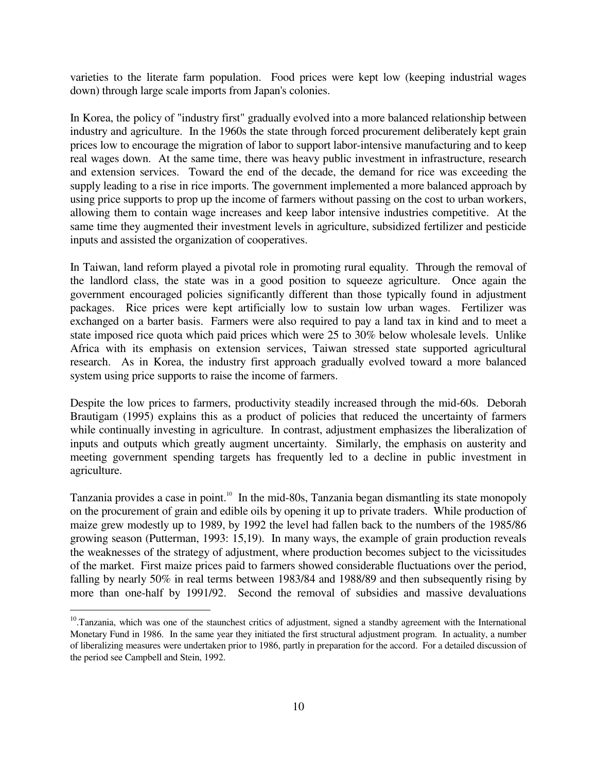varieties to the literate farm population. Food prices were kept low (keeping industrial wages down) through large scale imports from Japan's colonies.

In Korea, the policy of "industry first" gradually evolved into a more balanced relationship between industry and agriculture. In the 1960s the state through forced procurement deliberately kept grain prices low to encourage the migration of labor to support labor-intensive manufacturing and to keep real wages down. At the same time, there was heavy public investment in infrastructure, research and extension services. Toward the end of the decade, the demand for rice was exceeding the supply leading to a rise in rice imports. The government implemented a more balanced approach by using price supports to prop up the income of farmers without passing on the cost to urban workers, allowing them to contain wage increases and keep labor intensive industries competitive. At the same time they augmented their investment levels in agriculture, subsidized fertilizer and pesticide inputs and assisted the organization of cooperatives.

In Taiwan, land reform played a pivotal role in promoting rural equality. Through the removal of the landlord class, the state was in a good position to squeeze agriculture. Once again the government encouraged policies significantly different than those typically found in adjustment packages. Rice prices were kept artificially low to sustain low urban wages. Fertilizer was exchanged on a barter basis. Farmers were also required to pay a land tax in kind and to meet a state imposed rice quota which paid prices which were 25 to 30% below wholesale levels. Unlike Africa with its emphasis on extension services, Taiwan stressed state supported agricultural research. As in Korea, the industry first approach gradually evolved toward a more balanced system using price supports to raise the income of farmers.

Despite the low prices to farmers, productivity steadily increased through the mid-60s. Deborah Brautigam (1995) explains this as a product of policies that reduced the uncertainty of farmers while continually investing in agriculture. In contrast, adjustment emphasizes the liberalization of inputs and outputs which greatly augment uncertainty. Similarly, the emphasis on austerity and meeting government spending targets has frequently led to a decline in public investment in agriculture.

Tanzania provides a case in point.[10] In the mid-80s, Tanzania began dismantling its state monopoly on the procurement of grain and edible oils by opening it up to private traders. While production of maize grew modestly up to 1989, by 1992 the level had fallen back to the numbers of the 1985/86 growing season (Putterman, 1993: 15,19). In many ways, the example of grain production reveals the weaknesses of the strategy of adjustment, where production becomes subject to the vicissitudes of the market. First maize prices paid to farmers showed considerable fluctuations over the period, falling by nearly 50% in real terms between 1983/84 and 1988/89 and then subsequently rising by more than one-half by 1991/92. Second the removal of subsidies and massive devaluations

[10].Tanzania, which was one of the staunchest critics of adjustment, signed a standby agreement with the International Monetary Fund in 1986. In the same year they initiated the first structural adjustment program. In actuality, a number of liberalizing measures were undertaken prior to 1986, partly in preparation for the accord. For a detailed discussion of the period see Campbell and Stein, 1992.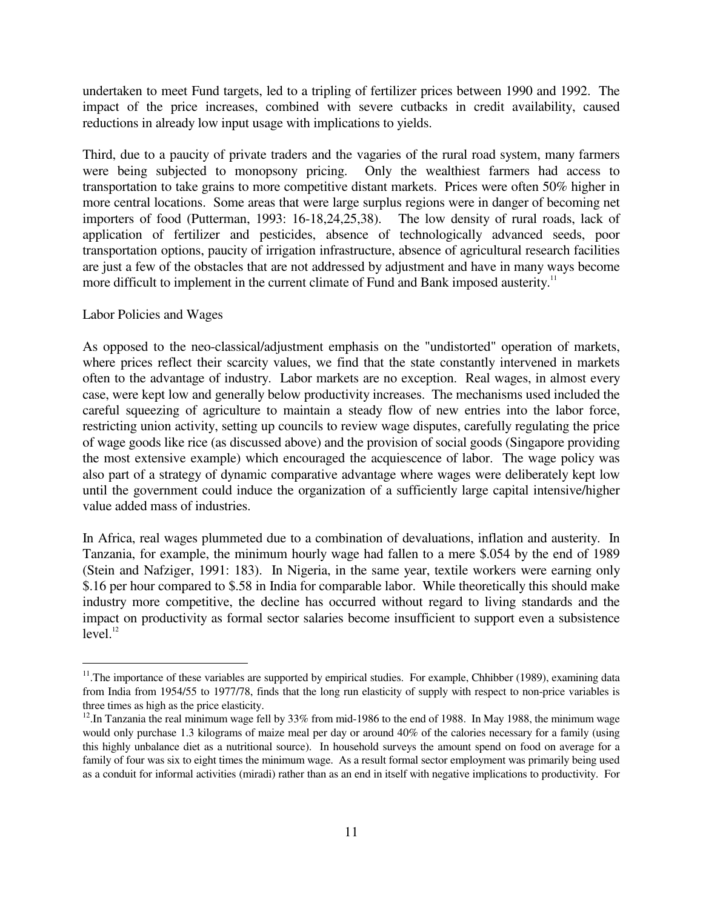undertaken to meet Fund targets, led to a tripling of fertilizer prices between 1990 and 1992. The impact of the price increases, combined with severe cutbacks in credit availability, caused reductions in already low input usage with implications to yields.

Third, due to a paucity of private traders and the vagaries of the rural road system, many farmers were being subjected to monopsony pricing. Only the wealthiest farmers had access to transportation to take grains to more competitive distant markets. Prices were often 50% higher in more central locations. Some areas that were large surplus regions were in danger of becoming net importers of food (Putterman, 1993: 16-18,24,25,38). The low density of rural roads, lack of application of fertilizer and pesticides, absence of technologically advanced seeds, poor transportation options, paucity of irrigation infrastructure, absence of agricultural research facilities are just a few of the obstacles that are not addressed by adjustment and have in many ways become more difficult to implement in the current climate of Fund and Bank imposed austerity.[11]

Labor Policies and Wages

As opposed to the neo-classical/adjustment emphasis on the "undistorted" operation of markets, where prices reflect their scarcity values, we find that the state constantly intervened in markets often to the advantage of industry. Labor markets are no exception. Real wages, in almost every case, were kept low and generally below productivity increases. The mechanisms used included the careful squeezing of agriculture to maintain a steady flow of new entries into the labor force, restricting union activity, setting up councils to review wage disputes, carefully regulating the price of wage goods like rice (as discussed above) and the provision of social goods (Singapore providing the most extensive example) which encouraged the acquiescence of labor. The wage policy was also part of a strategy of dynamic comparative advantage where wages were deliberately kept low until the government could induce the organization of a sufficiently large capital intensive/higher value added mass of industries.

In Africa, real wages plummeted due to a combination of devaluations, inflation and austerity. In Tanzania, for example, the minimum hourly wage had fallen to a mere $.054 by the end of 1989 (Stein and Nafziger, 1991: 183). In Nigeria, in the same year, textile workers were earning only $.16 per hour compared to $.58 in India for comparable labor. While theoretically this should make industry more competitive, the decline has occurred without regard to living standards and the impact on productivity as formal sector salaries become insufficient to support even a subsistence level.[12]

---

[11]. The importance of these variables are supported by empirical studies. For example, Chhibber (1989), examining data from India from 1954/55 to 1977/78, finds that the long run elasticity of supply with respect to non-price variables is three times as high as the price elasticity.

[12]. In Tanzania the real minimum wage fell by 33% from mid-1986 to the end of 1988. In May 1988, the minimum wage would only purchase 1.3 kilograms of maize meal per day or around 40% of the calories necessary for a family (using this highly unbalance diet as a nutritional source). In household surveys the amount spend on food on average for a family of four was six to eight times the minimum wage. As a result formal sector employment was primarily being used as a conduit for informal activities (miradi) rather than as an end in itself with negative implications to productivity. For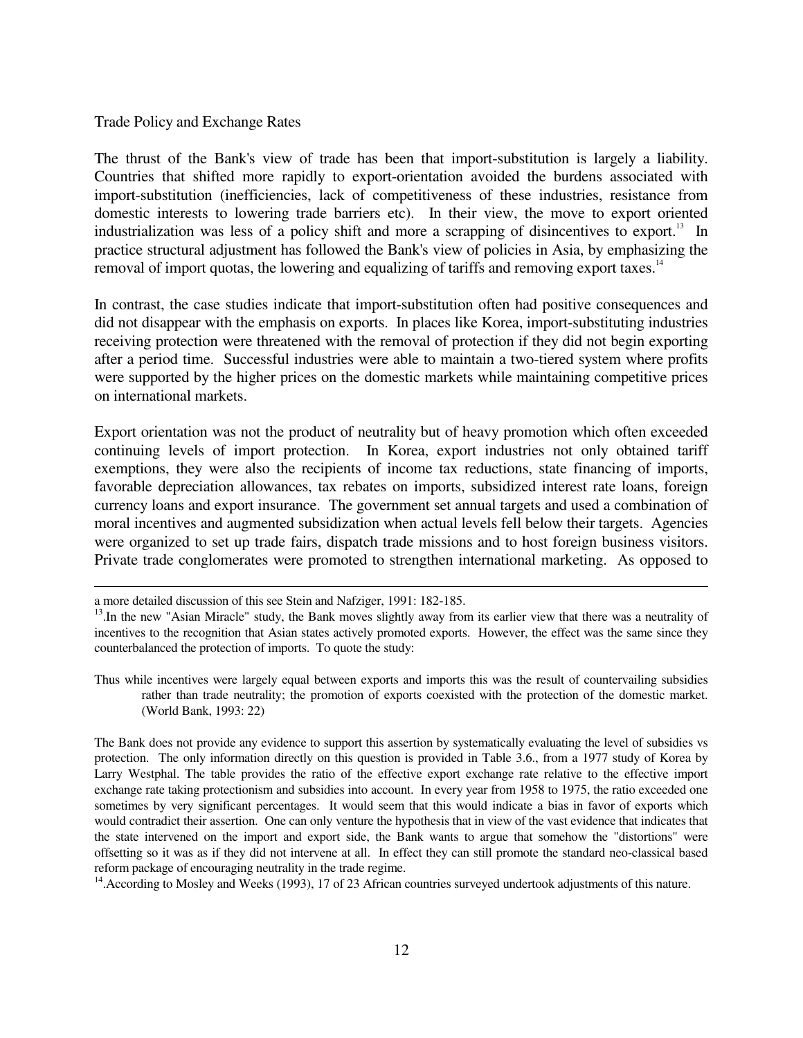Trade Policy and Exchange Rates

The thrust of the Bank's view of trade has been that import-substitution is largely a liability. Countries that shifted more rapidly to export-orientation avoided the burdens associated with import-substitution (inefficiencies, lack of competitiveness of these industries, resistance from domestic interests to lowering trade barriers etc). In their view, the move to export oriented industrialization was less of a policy shift and more a scrapping of disincentives to export.[13] In practice structural adjustment has followed the Bank's view of policies in Asia, by emphasizing the removal of import quotas, the lowering and equalizing of tariffs and removing export taxes.[14]

In contrast, the case studies indicate that import-substitution often had positive consequences and did not disappear with the emphasis on exports. In places like Korea, import-substituting industries receiving protection were threatened with the removal of protection if they did not begin exporting after a period time. Successful industries were able to maintain a two-tiered system where profits were supported by the higher prices on the domestic markets while maintaining competitive prices on international markets.

Export orientation was not the product of neutrality but of heavy promotion which often exceeded continuing levels of import protection. In Korea, export industries not only obtained tariff exemptions, they were also the recipients of income tax reductions, state financing of imports, favorable depreciation allowances, tax rebates on imports, subsidized interest rate loans, foreign currency loans and export insurance. The government set annual targets and used a combination of moral incentives and augmented subsidization when actual levels fell below their targets. Agencies were organized to set up trade fairs, dispatch trade missions and to host foreign business visitors. Private trade conglomerates were promoted to strengthen international marketing. As opposed to

---

a more detailed discussion of this see Stein and Nafziger, 1991: 182-185.

[13]. In the new "Asian Miracle" study, the Bank moves slightly away from its earlier view that there was a neutrality of incentives to the recognition that Asian states actively promoted exports. However, the effect was the same since they counterbalanced the protection of imports. To quote the study:

> Thus while incentives were largely equal between exports and imports this was the result of countervailing subsidies rather than trade neutrality; the promotion of exports coexisted with the protection of the domestic market. (World Bank, 1993: 22)

The Bank does not provide any evidence to support this assertion by systematically evaluating the level of subsidies vs protection. The only information directly on this question is provided in Table 3.6., from a 1977 study of Korea by Larry Westphal. The table provides the ratio of the effective export exchange rate relative to the effective import exchange rate taking protectionism and subsidies into account. In every year from 1958 to 1975, the ratio exceeded one sometimes by very significant percentages. It would seem that this would indicate a bias in favor of exports which would contradict their assertion. One can only venture the hypothesis that in view of the vast evidence that indicates that the state intervened on the import and export side, the Bank wants to argue that somehow the "distortions" were offsetting so it was as if they did not intervene at all. In effect they can still promote the standard neo-classical based reform package of encouraging neutrality in the trade regime.

[14]. According to Mosley and Weeks (1993), 17 of 23 African countries surveyed undertook adjustments of this nature.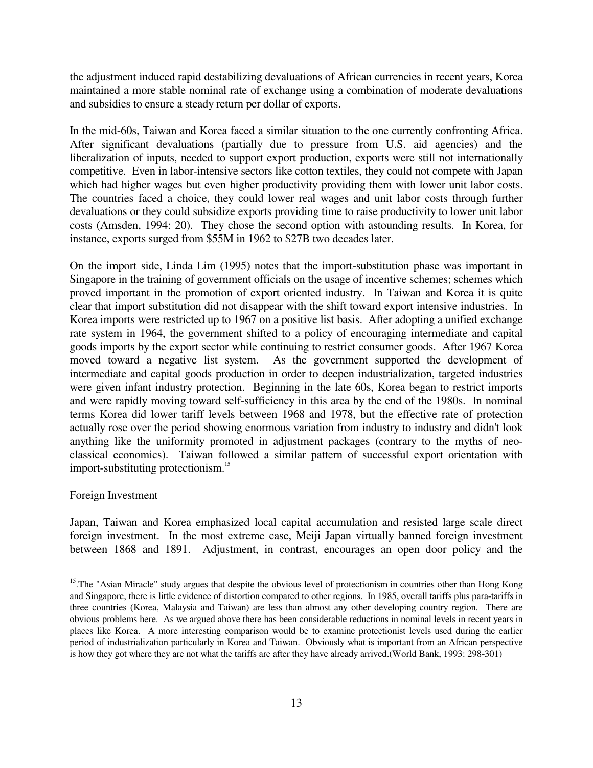the adjustment induced rapid destabilizing devaluations of African currencies in recent years, Korea maintained a more stable nominal rate of exchange using a combination of moderate devaluations and subsidies to ensure a steady return per dollar of exports.

In the mid-60s, Taiwan and Korea faced a similar situation to the one currently confronting Africa. After significant devaluations (partially due to pressure from U.S. aid agencies) and the liberalization of inputs, needed to support export production, exports were still not internationally competitive. Even in labor-intensive sectors like cotton textiles, they could not compete with Japan which had higher wages but even higher productivity providing them with lower unit labor costs. The countries faced a choice, they could lower real wages and unit labor costs through further devaluations or they could subsidize exports providing time to raise productivity to lower unit labor costs (Amsden, 1994: 20). They chose the second option with astounding results. In Korea, for instance, exports surged from \$55M in 1962 to \$27B two decades later.

On the import side, Linda Lim (1995) notes that the import-substitution phase was important in Singapore in the training of government officials on the usage of incentive schemes; schemes which proved important in the promotion of export oriented industry. In Taiwan and Korea it is quite clear that import substitution did not disappear with the shift toward export intensive industries. In Korea imports were restricted up to 1967 on a positive list basis. After adopting a unified exchange rate system in 1964, the government shifted to a policy of encouraging intermediate and capital goods imports by the export sector while continuing to restrict consumer goods. After 1967 Korea moved toward a negative list system. As the government supported the development of intermediate and capital goods production in order to deepen industrialization, targeted industries were given infant industry protection. Beginning in the late 60s, Korea began to restrict imports and were rapidly moving toward self-sufficiency in this area by the end of the 1980s. In nominal terms Korea did lower tariff levels between 1968 and 1978, but the effective rate of protection actually rose over the period showing enormous variation from industry to industry and didn't look anything like the uniformity promoted in adjustment packages (contrary to the myths of neo-classical economics). Taiwan followed a similar pattern of successful export orientation with import-substituting protectionism.[15]

Foreign Investment

Japan, Taiwan and Korea emphasized local capital accumulation and resisted large scale direct foreign investment. In the most extreme case, Meiji Japan virtually banned foreign investment between 1868 and 1891. Adjustment, in contrast, encourages an open door policy and the

---

[15].The "Asian Miracle" study argues that despite the obvious level of protectionism in countries other than Hong Kong and Singapore, there is little evidence of distortion compared to other regions. In 1985, overall tariffs plus para-tariffs in three countries (Korea, Malaysia and Taiwan) are less than almost any other developing country region. There are obvious problems here. As we argued above there has been considerable reductions in nominal levels in recent years in places like Korea. A more interesting comparison would be to examine protectionist levels used during the earlier period of industrialization particularly in Korea and Taiwan. Obviously what is important from an African perspective is how they got where they are not what the tariffs are after they have already arrived.(World Bank, 1993: 298-301)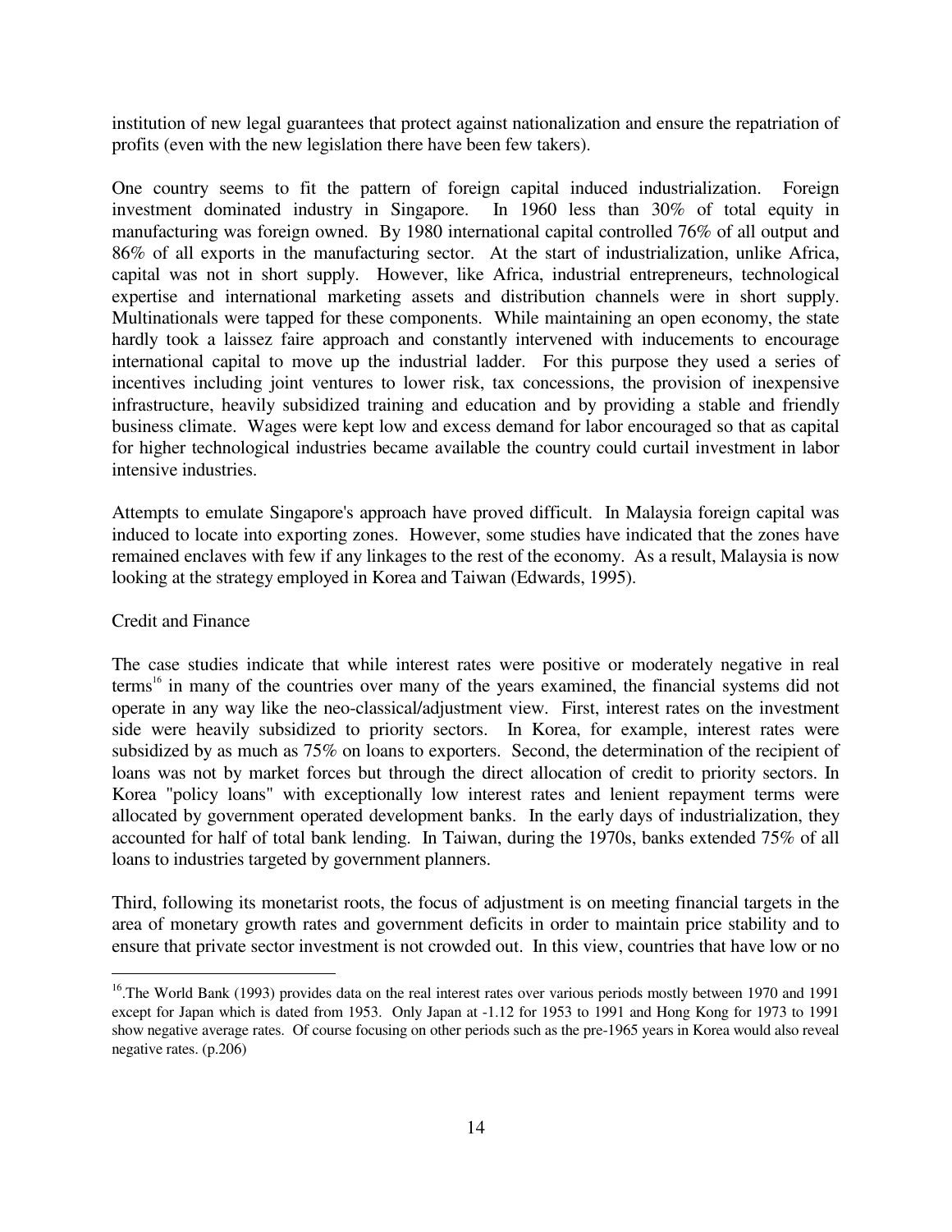institution of new legal guarantees that protect against nationalization and ensure the repatriation of profits (even with the new legislation there have been few takers).

One country seems to fit the pattern of foreign capital induced industrialization. Foreign investment dominated industry in Singapore. In 1960 less than 30% of total equity in manufacturing was foreign owned. By 1980 international capital controlled 76% of all output and 86% of all exports in the manufacturing sector. At the start of industrialization, unlike Africa, capital was not in short supply. However, like Africa, industrial entrepreneurs, technological expertise and international marketing assets and distribution channels were in short supply. Multinationals were tapped for these components. While maintaining an open economy, the state hardly took a laissez faire approach and constantly intervened with inducements to encourage international capital to move up the industrial ladder. For this purpose they used a series of incentives including joint ventures to lower risk, tax concessions, the provision of inexpensive infrastructure, heavily subsidized training and education and by providing a stable and friendly business climate. Wages were kept low and excess demand for labor encouraged so that as capital for higher technological industries became available the country could curtail investment in labor intensive industries.

Attempts to emulate Singapore's approach have proved difficult. In Malaysia foreign capital was induced to locate into exporting zones. However, some studies have indicated that the zones have remained enclaves with few if any linkages to the rest of the economy. As a result, Malaysia is now looking at the strategy employed in Korea and Taiwan (Edwards, 1995).

## Credit and Finance

The case studies indicate that while interest rates were positive or moderately negative in real terms[16] in many of the countries over many of the years examined, the financial systems did not operate in any way like the neo-classical/adjustment view. First, interest rates on the investment side were heavily subsidized to priority sectors. In Korea, for example, interest rates were subsidized by as much as 75% on loans to exporters. Second, the determination of the recipient of loans was not by market forces but through the direct allocation of credit to priority sectors. In Korea "policy loans" with exceptionally low interest rates and lenient repayment terms were allocated by government operated development banks. In the early days of industrialization, they accounted for half of total bank lending. In Taiwan, during the 1970s, banks extended 75% of all loans to industries targeted by government planners.

Third, following its monetarist roots, the focus of adjustment is on meeting financial targets in the area of monetary growth rates and government deficits in order to maintain price stability and to ensure that private sector investment is not crowded out. In this view, countries that have low or no

---

[16]. The World Bank (1993) provides data on the real interest rates over various periods mostly between 1970 and 1991 except for Japan which is dated from 1953. Only Japan at -1.12 for 1953 to 1991 and Hong Kong for 1973 to 1991 show negative average rates. Of course focusing on other periods such as the pre-1965 years in Korea would also reveal negative rates. (p.206)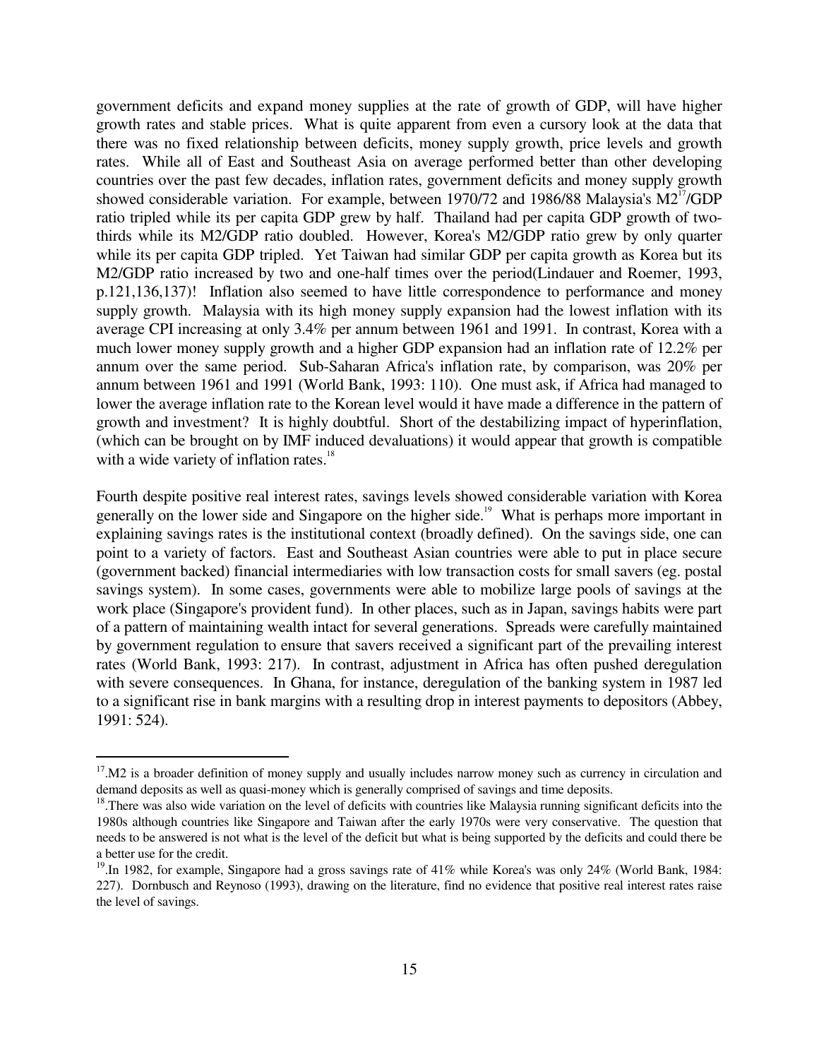government deficits and expand money supplies at the rate of growth of GDP, will have higher growth rates and stable prices. What is quite apparent from even a cursory look at the data that there was no fixed relationship between deficits, money supply growth, price levels and growth rates. While all of East and Southeast Asia on average performed better than other developing countries over the past few decades, inflation rates, government deficits and money supply growth showed considerable variation. For example, between 1970/72 and 1986/88 Malaysia's M2[17]/GDP ratio tripled while its per capita GDP grew by half. Thailand had per capita GDP growth of two-thirds while its M2/GDP ratio doubled. However, Korea's M2/GDP ratio grew by only quarter while its per capita GDP tripled. Yet Taiwan had similar GDP per capita growth as Korea but its M2/GDP ratio increased by two and one-half times over the period(Lindauer and Roemer, 1993, p.121,136,137)! Inflation also seemed to have little correspondence to performance and money supply growth. Malaysia with its high money supply expansion had the lowest inflation with its average CPI increasing at only 3.4% per annum between 1961 and 1991. In contrast, Korea with a much lower money supply growth and a higher GDP expansion had an inflation rate of 12.2% per annum over the same period. Sub-Saharan Africa's inflation rate, by comparison, was 20% per annum between 1961 and 1991 (World Bank, 1993: 110). One must ask, if Africa had managed to lower the average inflation rate to the Korean level would it have made a difference in the pattern of growth and investment? It is highly doubtful. Short of the destabilizing impact of hyperinflation, (which can be brought on by IMF induced devaluations) it would appear that growth is compatible with a wide variety of inflation rates.[18]

Fourth despite positive real interest rates, savings levels showed considerable variation with Korea generally on the lower side and Singapore on the higher side.[19] What is perhaps more important in explaining savings rates is the institutional context (broadly defined). On the savings side, one can point to a variety of factors. East and Southeast Asian countries were able to put in place secure (government backed) financial intermediaries with low transaction costs for small savers (eg. postal savings system). In some cases, governments were able to mobilize large pools of savings at the work place (Singapore's provident fund). In other places, such as in Japan, savings habits were part of a pattern of maintaining wealth intact for several generations. Spreads were carefully maintained by government regulation to ensure that savers received a significant part of the prevailing interest rates (World Bank, 1993: 217). In contrast, adjustment in Africa has often pushed deregulation with severe consequences. In Ghana, for instance, deregulation of the banking system in 1987 led to a significant rise in bank margins with a resulting drop in interest payments to depositors (Abbey, 1991: 524).

---

[17]. M2 is a broader definition of money supply and usually includes narrow money such as currency in circulation and demand deposits as well as quasi-money which is generally comprised of savings and time deposits.

[18]. There was also wide variation on the level of deficits with countries like Malaysia running significant deficits into the 1980s although countries like Singapore and Taiwan after the early 1970s were very conservative. The question that needs to be answered is not what is the level of the deficit but what is being supported by the deficits and could there be a better use for the credit.

[19]. In 1982, for example, Singapore had a gross savings rate of 41% while Korea's was only 24% (World Bank, 1984: 227). Dornbusch and Reynoso (1993), drawing on the literature, find no evidence that positive real interest rates raise the level of savings.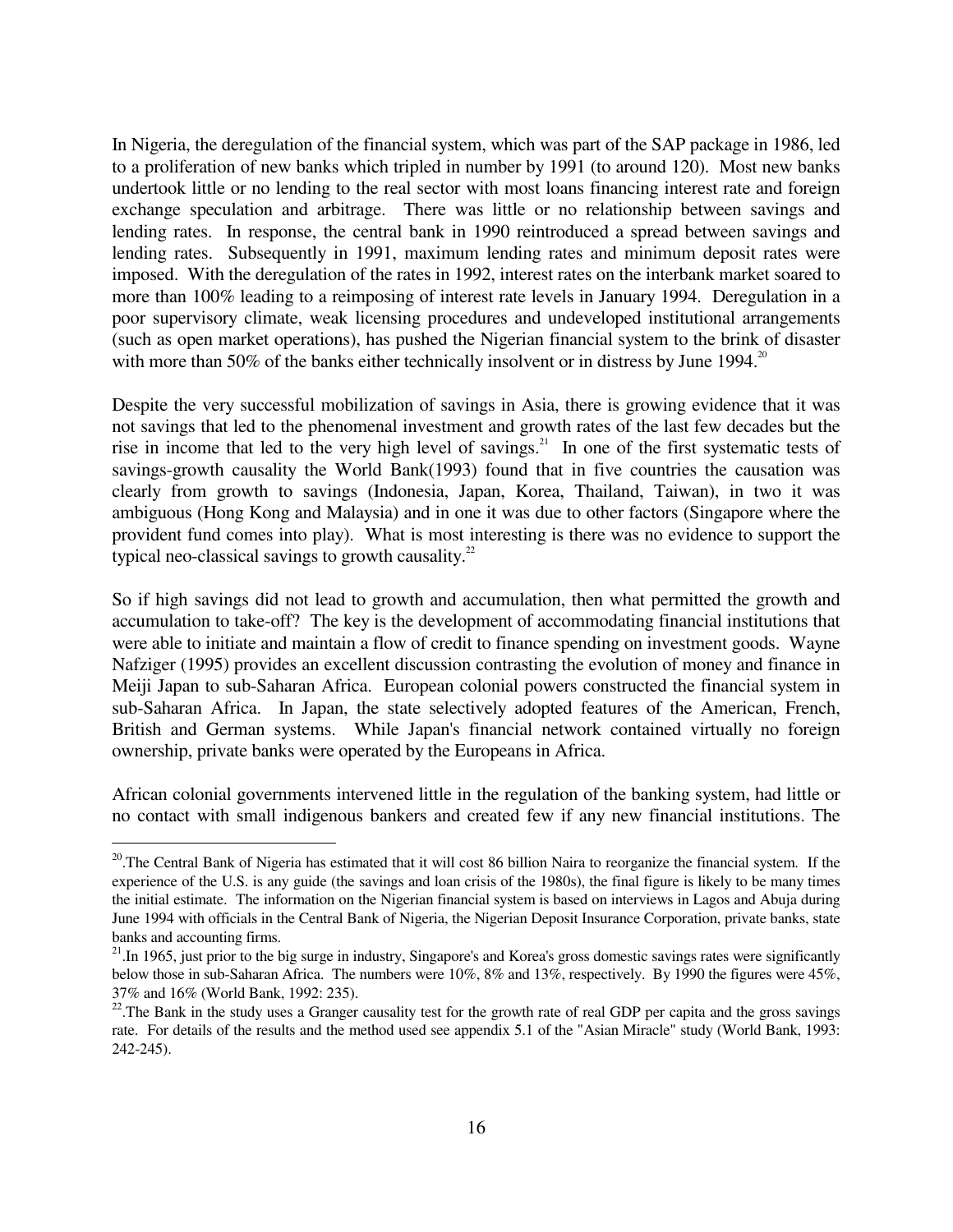In Nigeria, the deregulation of the financial system, which was part of the SAP package in 1986, led to a proliferation of new banks which tripled in number by 1991 (to around 120). Most new banks undertook little or no lending to the real sector with most loans financing interest rate and foreign exchange speculation and arbitrage. There was little or no relationship between savings and lending rates. In response, the central bank in 1990 reintroduced a spread between savings and lending rates. Subsequently in 1991, maximum lending rates and minimum deposit rates were imposed. With the deregulation of the rates in 1992, interest rates on the interbank market soared to more than 100% leading to a reimposing of interest rate levels in January 1994. Deregulation in a poor supervisory climate, weak licensing procedures and undeveloped institutional arrangements (such as open market operations), has pushed the Nigerian financial system to the brink of disaster with more than 50% of the banks either technically insolvent or in distress by June 1994.[20]

Despite the very successful mobilization of savings in Asia, there is growing evidence that it was not savings that led to the phenomenal investment and growth rates of the last few decades but the rise in income that led to the very high level of savings.[21] In one of the first systematic tests of savings-growth causality the World Bank(1993) found that in five countries the causation was clearly from growth to savings (Indonesia, Japan, Korea, Thailand, Taiwan), in two it was ambiguous (Hong Kong and Malaysia) and in one it was due to other factors (Singapore where the provident fund comes into play). What is most interesting is there was no evidence to support the typical neo-classical savings to growth causality.[22]

So if high savings did not lead to growth and accumulation, then what permitted the growth and accumulation to take-off? The key is the development of accommodating financial institutions that were able to initiate and maintain a flow of credit to finance spending on investment goods. Wayne Nafziger (1995) provides an excellent discussion contrasting the evolution of money and finance in Meiji Japan to sub-Saharan Africa. European colonial powers constructed the financial system in sub-Saharan Africa. In Japan, the state selectively adopted features of the American, French, British and German systems. While Japan's financial network contained virtually no foreign ownership, private banks were operated by the Europeans in Africa.

African colonial governments intervened little in the regulation of the banking system, had little or no contact with small indigenous bankers and created few if any new financial institutions. The

---

[20]. The Central Bank of Nigeria has estimated that it will cost 86 billion Naira to reorganize the financial system. If the experience of the U.S. is any guide (the savings and loan crisis of the 1980s), the final figure is likely to be many times the initial estimate. The information on the Nigerian financial system is based on interviews in Lagos and Abuja during June 1994 with officials in the Central Bank of Nigeria, the Nigerian Deposit Insurance Corporation, private banks, state banks and accounting firms.

[21]. In 1965, just prior to the big surge in industry, Singapore's and Korea's gross domestic savings rates were significantly below those in sub-Saharan Africa. The numbers were 10%, 8% and 13%, respectively. By 1990 the figures were 45%, 37% and 16% (World Bank, 1992: 235).

[22]. The Bank in the study uses a Granger causality test for the growth rate of real GDP per capita and the gross savings rate. For details of the results and the method used see appendix 5.1 of the "Asian Miracle" study (World Bank, 1993: 242-245).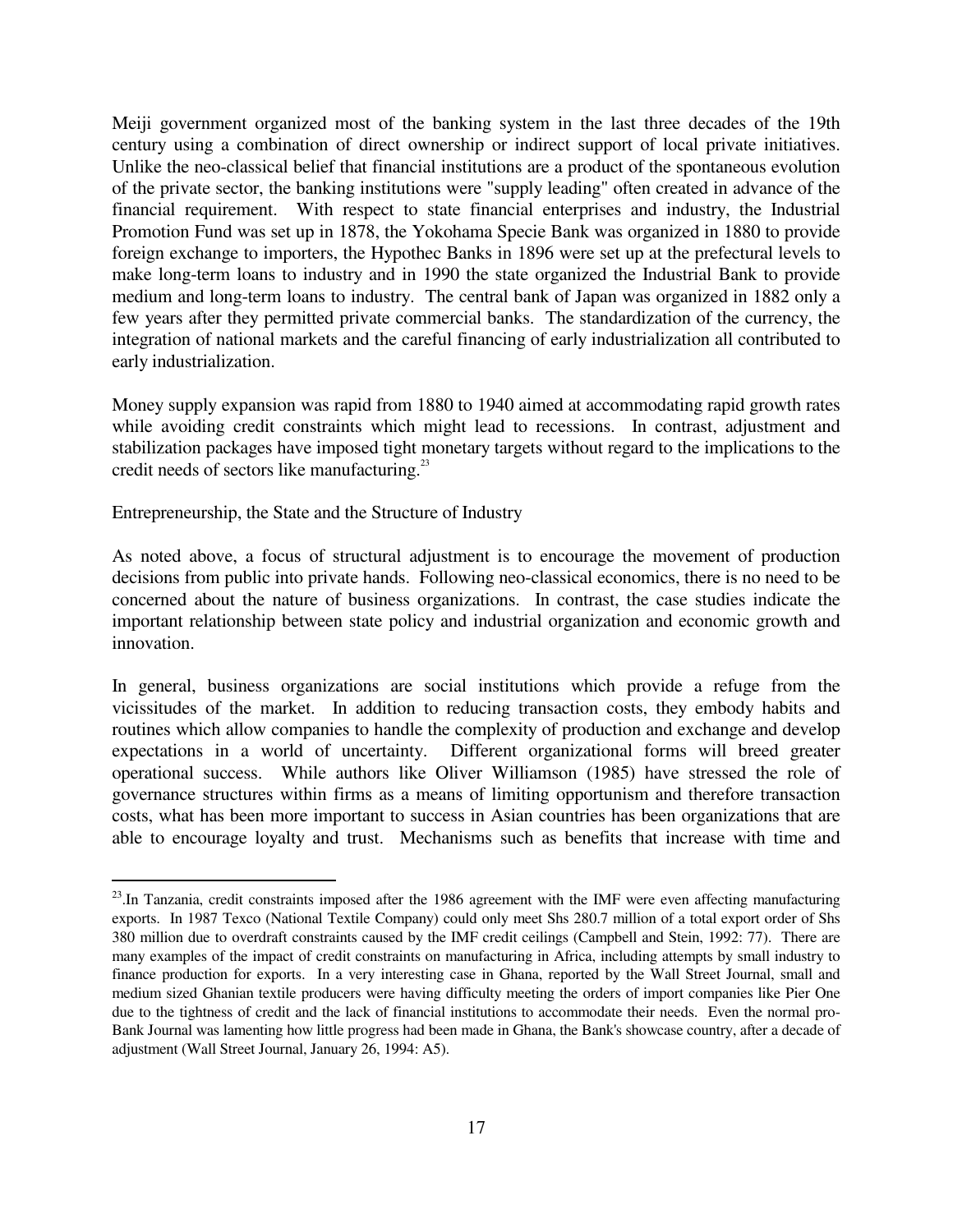Meiji government organized most of the banking system in the last three decades of the 19th century using a combination of direct ownership or indirect support of local private initiatives. Unlike the neo-classical belief that financial institutions are a product of the spontaneous evolution of the private sector, the banking institutions were "supply leading" often created in advance of the financial requirement. With respect to state financial enterprises and industry, the Industrial Promotion Fund was set up in 1878, the Yokohama Specie Bank was organized in 1880 to provide foreign exchange to importers, the Hypothec Banks in 1896 were set up at the prefectural levels to make long-term loans to industry and in 1990 the state organized the Industrial Bank to provide medium and long-term loans to industry. The central bank of Japan was organized in 1882 only a few years after they permitted private commercial banks. The standardization of the currency, the integration of national markets and the careful financing of early industrialization all contributed to early industrialization.

Money supply expansion was rapid from 1880 to 1940 aimed at accommodating rapid growth rates while avoiding credit constraints which might lead to recessions. In contrast, adjustment and stabilization packages have imposed tight monetary targets without regard to the implications to the credit needs of sectors like manufacturing.[23]

Entrepreneurship, the State and the Structure of Industry

As noted above, a focus of structural adjustment is to encourage the movement of production decisions from public into private hands. Following neo-classical economics, there is no need to be concerned about the nature of business organizations. In contrast, the case studies indicate the important relationship between state policy and industrial organization and economic growth and innovation.

In general, business organizations are social institutions which provide a refuge from the vicissitudes of the market. In addition to reducing transaction costs, they embody habits and routines which allow companies to handle the complexity of production and exchange and develop expectations in a world of uncertainty. Different organizational forms will breed greater operational success. While authors like Oliver Williamson (1985) have stressed the role of governance structures within firms as a means of limiting opportunism and therefore transaction costs, what has been more important to success in Asian countries has been organizations that are able to encourage loyalty and trust. Mechanisms such as benefits that increase with time and

[23].In Tanzania, credit constraints imposed after the 1986 agreement with the IMF were even affecting manufacturing exports. In 1987 Texco (National Textile Company) could only meet Shs 280.7 million of a total export order of Shs 380 million due to overdraft constraints caused by the IMF credit ceilings (Campbell and Stein, 1992: 77). There are many examples of the impact of credit constraints on manufacturing in Africa, including attempts by small industry to finance production for exports. In a very interesting case in Ghana, reported by the Wall Street Journal, small and medium sized Ghanian textile producers were having difficulty meeting the orders of import companies like Pier One due to the tightness of credit and the lack of financial institutions to accommodate their needs. Even the normal pro-Bank Journal was lamenting how little progress had been made in Ghana, the Bank's showcase country, after a decade of adjustment (Wall Street Journal, January 26, 1994: A5).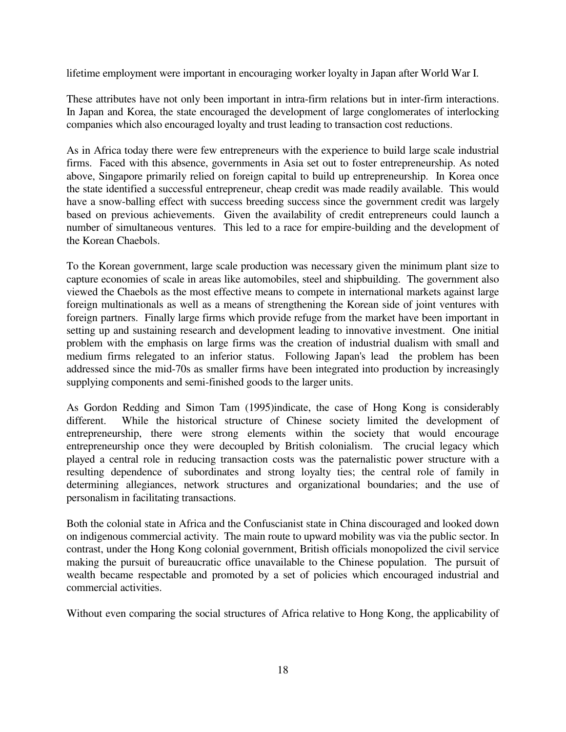lifetime employment were important in encouraging worker loyalty in Japan after World War I.

These attributes have not only been important in intra-firm relations but in inter-firm interactions. In Japan and Korea, the state encouraged the development of large conglomerates of interlocking companies which also encouraged loyalty and trust leading to transaction cost reductions.

As in Africa today there were few entrepreneurs with the experience to build large scale industrial firms. Faced with this absence, governments in Asia set out to foster entrepreneurship. As noted above, Singapore primarily relied on foreign capital to build up entrepreneurship. In Korea once the state identified a successful entrepreneur, cheap credit was made readily available. This would have a snow-balling effect with success breeding success since the government credit was largely based on previous achievements. Given the availability of credit entrepreneurs could launch a number of simultaneous ventures. This led to a race for empire-building and the development of the Korean Chaebols.

To the Korean government, large scale production was necessary given the minimum plant size to capture economies of scale in areas like automobiles, steel and shipbuilding. The government also viewed the Chaebols as the most effective means to compete in international markets against large foreign multinationals as well as a means of strengthening the Korean side of joint ventures with foreign partners. Finally large firms which provide refuge from the market have been important in setting up and sustaining research and development leading to innovative investment. One initial problem with the emphasis on large firms was the creation of industrial dualism with small and medium firms relegated to an inferior status. Following Japan's lead the problem has been addressed since the mid-70s as smaller firms have been integrated into production by increasingly supplying components and semi-finished goods to the larger units.

As Gordon Redding and Simon Tam (1995)indicate, the case of Hong Kong is considerably different. While the historical structure of Chinese society limited the development of entrepreneurship, there were strong elements within the society that would encourage entrepreneurship once they were decoupled by British colonialism. The crucial legacy which played a central role in reducing transaction costs was the paternalistic power structure with a resulting dependence of subordinates and strong loyalty ties; the central role of family in determining allegiances, network structures and organizational boundaries; and the use of personalism in facilitating transactions.

Both the colonial state in Africa and the Confuscianist state in China discouraged and looked down on indigenous commercial activity. The main route to upward mobility was via the public sector. In contrast, under the Hong Kong colonial government, British officials monopolized the civil service making the pursuit of bureaucratic office unavailable to the Chinese population. The pursuit of wealth became respectable and promoted by a set of policies which encouraged industrial and commercial activities.

Without even comparing the social structures of Africa relative to Hong Kong, the applicability of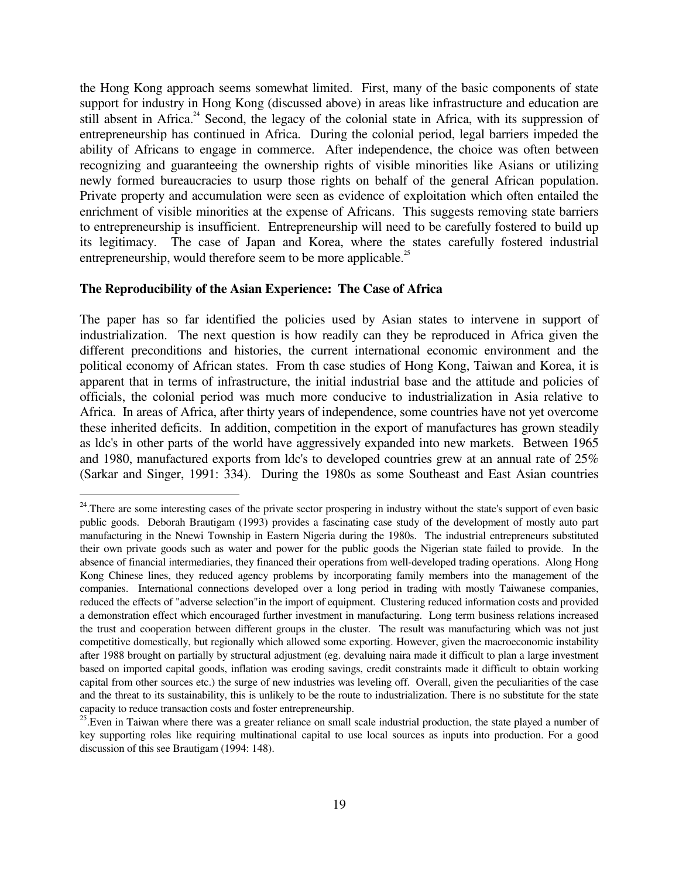the Hong Kong approach seems somewhat limited. First, many of the basic components of state support for industry in Hong Kong (discussed above) in areas like infrastructure and education are still absent in Africa.[24] Second, the legacy of the colonial state in Africa, with its suppression of entrepreneurship has continued in Africa. During the colonial period, legal barriers impeded the ability of Africans to engage in commerce. After independence, the choice was often between recognizing and guaranteeing the ownership rights of visible minorities like Asians or utilizing newly formed bureaucracies to usurp those rights on behalf of the general African population. Private property and accumulation were seen as evidence of exploitation which often entailed the enrichment of visible minorities at the expense of Africans. This suggests removing state barriers to entrepreneurship is insufficient. Entrepreneurship will need to be carefully fostered to build up its legitimacy. The case of Japan and Korea, where the states carefully fostered industrial entrepreneurship, would therefore seem to be more applicable.[25]

**The Reproducibility of the Asian Experience: The Case of Africa**

The paper has so far identified the policies used by Asian states to intervene in support of industrialization. The next question is how readily can they be reproduced in Africa given the different preconditions and histories, the current international economic environment and the political economy of African states. From th case studies of Hong Kong, Taiwan and Korea, it is apparent that in terms of infrastructure, the initial industrial base and the attitude and policies of officials, the colonial period was much more conducive to industrialization in Asia relative to Africa. In areas of Africa, after thirty years of independence, some countries have not yet overcome these inherited deficits. In addition, competition in the export of manufactures has grown steadily as ldc's in other parts of the world have aggressively expanded into new markets. Between 1965 and 1980, manufactured exports from ldc's to developed countries grew at an annual rate of 25% (Sarkar and Singer, 1991: 334). During the 1980s as some Southeast and East Asian countries

---

[24].There are some interesting cases of the private sector prospering in industry without the state's support of even basic public goods. Deborah Brautigam (1993) provides a fascinating case study of the development of mostly auto part manufacturing in the Nnewi Township in Eastern Nigeria during the 1980s. The industrial entrepreneurs substituted their own private goods such as water and power for the public goods the Nigerian state failed to provide. In the absence of financial intermediaries, they financed their operations from well-developed trading operations. Along Hong Kong Chinese lines, they reduced agency problems by incorporating family members into the management of the companies. International connections developed over a long period in trading with mostly Taiwanese companies, reduced the effects of "adverse selection"in the import of equipment. Clustering reduced information costs and provided a demonstration effect which encouraged further investment in manufacturing. Long term business relations increased the trust and cooperation between different groups in the cluster. The result was manufacturing which was not just competitive domestically, but regionally which allowed some exporting. However, given the macroeconomic instability after 1988 brought on partially by structural adjustment (eg. devaluing naira made it difficult to plan a large investment based on imported capital goods, inflation was eroding savings, credit constraints made it difficult to obtain working capital from other sources etc.) the surge of new industries was leveling off. Overall, given the peculiarities of the case and the threat to its sustainability, this is unlikely to be the route to industrialization. There is no substitute for the state capacity to reduce transaction costs and foster entrepreneurship.

[25].Even in Taiwan where there was a greater reliance on small scale industrial production, the state played a number of key supporting roles like requiring multinational capital to use local sources as inputs into production. For a good discussion of this see Brautigam (1994: 148).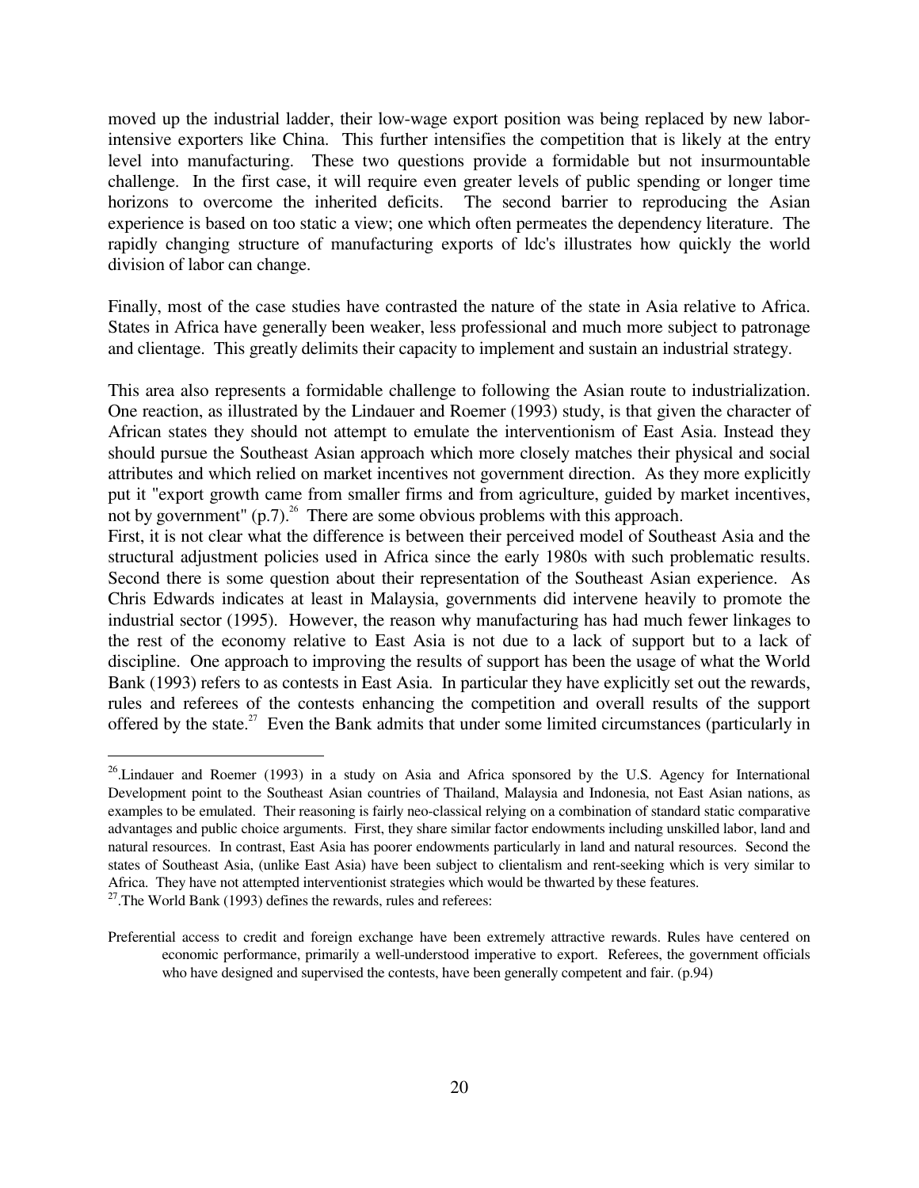moved up the industrial ladder, their low-wage export position was being replaced by new labor-intensive exporters like China. This further intensifies the competition that is likely at the entry level into manufacturing. These two questions provide a formidable but not insurmountable challenge. In the first case, it will require even greater levels of public spending or longer time horizons to overcome the inherited deficits. The second barrier to reproducing the Asian experience is based on too static a view; one which often permeates the dependency literature. The rapidly changing structure of manufacturing exports of ldc's illustrates how quickly the world division of labor can change.

Finally, most of the case studies have contrasted the nature of the state in Asia relative to Africa. States in Africa have generally been weaker, less professional and much more subject to patronage and clientage. This greatly delimits their capacity to implement and sustain an industrial strategy.

This area also represents a formidable challenge to following the Asian route to industrialization. One reaction, as illustrated by the Lindauer and Roemer (1993) study, is that given the character of African states they should not attempt to emulate the interventionism of East Asia. Instead they should pursue the Southeast Asian approach which more closely matches their physical and social attributes and which relied on market incentives not government direction. As they more explicitly put it "export growth came from smaller firms and from agriculture, guided by market incentives, not by government" (p.7).[26] There are some obvious problems with this approach.

First, it is not clear what the difference is between their perceived model of Southeast Asia and the structural adjustment policies used in Africa since the early 1980s with such problematic results. Second there is some question about their representation of the Southeast Asian experience. As Chris Edwards indicates at least in Malaysia, governments did intervene heavily to promote the industrial sector (1995). However, the reason why manufacturing has had much fewer linkages to the rest of the economy relative to East Asia is not due to a lack of support but to a lack of discipline. One approach to improving the results of support has been the usage of what the World Bank (1993) refers to as contests in East Asia. In particular they have explicitly set out the rewards, rules and referees of the contests enhancing the competition and overall results of the support offered by the state.[27] Even the Bank admits that under some limited circumstances (particularly in

---

[26]. Lindauer and Roemer (1993) in a study on Asia and Africa sponsored by the U.S. Agency for International Development point to the Southeast Asian countries of Thailand, Malaysia and Indonesia, not East Asian nations, as examples to be emulated. Their reasoning is fairly neo-classical relying on a combination of standard static comparative advantages and public choice arguments. First, they share similar factor endowments including unskilled labor, land and natural resources. In contrast, East Asia has poorer endowments particularly in land and natural resources. Second the states of Southeast Asia, (unlike East Asia) have been subject to clientalism and rent-seeking which is very similar to Africa. They have not attempted interventionist strategies which would be thwarted by these features.

[27]. The World Bank (1993) defines the rewards, rules and referees:

> Preferential access to credit and foreign exchange have been extremely attractive rewards. Rules have centered on economic performance, primarily a well-understood imperative to export. Referees, the government officials who have designed and supervised the contests, have been generally competent and fair. (p.94)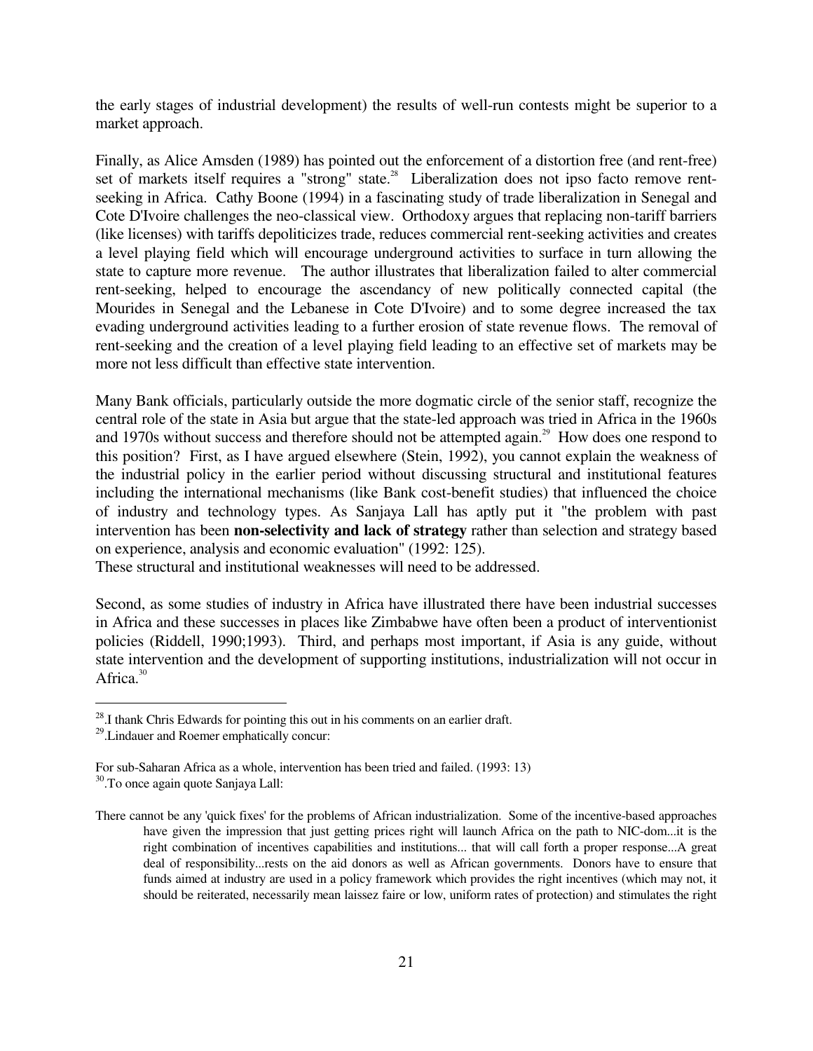the early stages of industrial development) the results of well-run contests might be superior to a market approach.

Finally, as Alice Amsden (1989) has pointed out the enforcement of a distortion free (and rent-free) set of markets itself requires a "strong" state.[28] Liberalization does not ipso facto remove rent-seeking in Africa. Cathy Boone (1994) in a fascinating study of trade liberalization in Senegal and Cote D'Ivoire challenges the neo-classical view. Orthodoxy argues that replacing non-tariff barriers (like licenses) with tariffs depoliticizes trade, reduces commercial rent-seeking activities and creates a level playing field which will encourage underground activities to surface in turn allowing the state to capture more revenue. The author illustrates that liberalization failed to alter commercial rent-seeking, helped to encourage the ascendancy of new politically connected capital (the Mourides in Senegal and the Lebanese in Cote D'Ivoire) and to some degree increased the tax evading underground activities leading to a further erosion of state revenue flows. The removal of rent-seeking and the creation of a level playing field leading to an effective set of markets may be more not less difficult than effective state intervention.

Many Bank officials, particularly outside the more dogmatic circle of the senior staff, recognize the central role of the state in Asia but argue that the state-led approach was tried in Africa in the 1960s and 1970s without success and therefore should not be attempted again.[29] How does one respond to this position? First, as I have argued elsewhere (Stein, 1992), you cannot explain the weakness of the industrial policy in the earlier period without discussing structural and institutional features including the international mechanisms (like Bank cost-benefit studies) that influenced the choice of industry and technology types. As Sanjaya Lall has aptly put it "the problem with past intervention has been **non-selectivity and lack of strategy** rather than selection and strategy based on experience, analysis and economic evaluation" (1992: 125).
These structural and institutional weaknesses will need to be addressed.

Second, as some studies of industry in Africa have illustrated there have been industrial successes in Africa and these successes in places like Zimbabwe have often been a product of interventionist policies (Riddell, 1990;1993). Third, and perhaps most important, if Asia is any guide, without state intervention and the development of supporting institutions, industrialization will not occur in Africa.[30]

---

[28]. I thank Chris Edwards for pointing this out in his comments on an earlier draft.

[29]. Lindauer and Roemer emphatically concur:

For sub-Saharan Africa as a whole, intervention has been tried and failed. (1993: 13)

[30]. To once again quote Sanjaya Lall:

> There cannot be any 'quick fixes' for the problems of African industrialization. Some of the incentive-based approaches have given the impression that just getting prices right will launch Africa on the path to NIC-dom...it is the right combination of incentives capabilities and institutions... that will call forth a proper response...A great deal of responsibility...rests on the aid donors as well as African governments. Donors have to ensure that funds aimed at industry are used in a policy framework which provides the right incentives (which may not, it should be reiterated, necessarily mean laissez faire or low, uniform rates of protection) and stimulates the right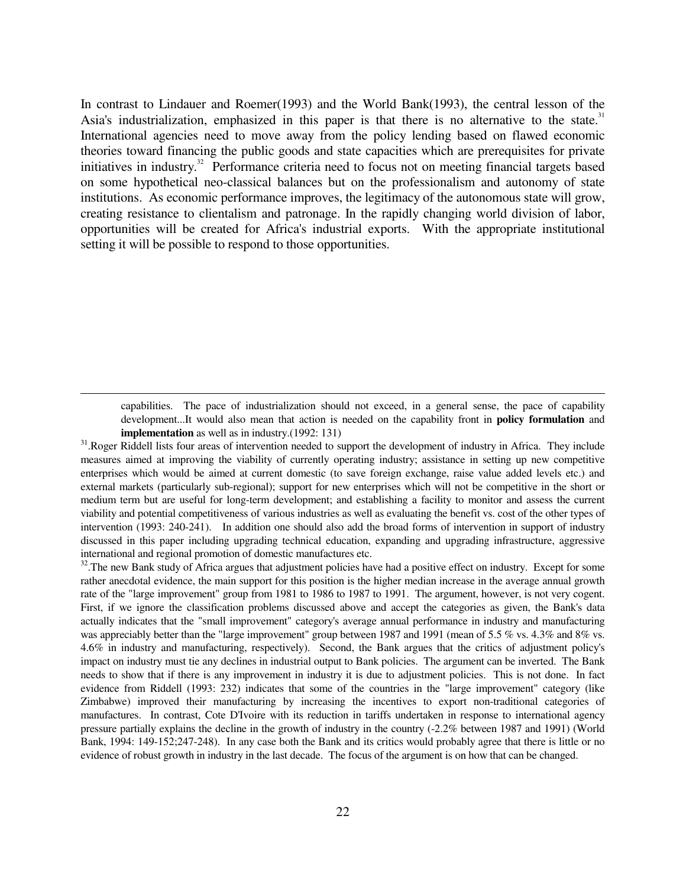In contrast to Lindauer and Roemer(1993) and the World Bank(1993), the central lesson of the Asia's industrialization, emphasized in this paper is that there is no alternative to the state.[31] International agencies need to move away from the policy lending based on flawed economic theories toward financing the public goods and state capacities which are prerequisites for private initiatives in industry.[32] Performance criteria need to focus not on meeting financial targets based on some hypothetical neo-classical balances but on the professionalism and autonomy of state institutions. As economic performance improves, the legitimacy of the autonomous state will grow, creating resistance to clientalism and patronage. In the rapidly changing world division of labor, opportunities will be created for Africa's industrial exports. With the appropriate institutional setting it will be possible to respond to those opportunities.

---

capabilities. The pace of industrialization should not exceed, in a general sense, the pace of capability development...It would also mean that action is needed on the capability front in **policy formulation** and **implementation** as well as in industry.(1992: 131)

[31].Roger Riddell lists four areas of intervention needed to support the development of industry in Africa. They include measures aimed at improving the viability of currently operating industry; assistance in setting up new competitive enterprises which would be aimed at current domestic (to save foreign exchange, raise value added levels etc.) and external markets (particularly sub-regional); support for new enterprises which will not be competitive in the short or medium term but are useful for long-term development; and establishing a facility to monitor and assess the current viability and potential competitiveness of various industries as well as evaluating the benefit vs. cost of the other types of intervention (1993: 240-241). In addition one should also add the broad forms of intervention in support of industry discussed in this paper including upgrading technical education, expanding and upgrading infrastructure, aggressive international and regional promotion of domestic manufactures etc.

[32].The new Bank study of Africa argues that adjustment policies have had a positive effect on industry. Except for some rather anecdotal evidence, the main support for this position is the higher median increase in the average annual growth rate of the "large improvement" group from 1981 to 1986 to 1987 to 1991. The argument, however, is not very cogent. First, if we ignore the classification problems discussed above and accept the categories as given, the Bank's data actually indicates that the "small improvement" category's average annual performance in industry and manufacturing was appreciably better than the "large improvement" group between 1987 and 1991 (mean of 5.5 % vs. 4.3% and 8% vs. 4.6% in industry and manufacturing, respectively). Second, the Bank argues that the critics of adjustment policy's impact on industry must tie any declines in industrial output to Bank policies. The argument can be inverted. The Bank needs to show that if there is any improvement in industry it is due to adjustment policies. This is not done. In fact evidence from Riddell (1993: 232) indicates that some of the countries in the "large improvement" category (like Zimbabwe) improved their manufacturing by increasing the incentives to export non-traditional categories of manufactures. In contrast, Cote D'Ivoire with its reduction in tariffs undertaken in response to international agency pressure partially explains the decline in the growth of industry in the country (-2.2% between 1987 and 1991) (World Bank, 1994: 149-152;247-248). In any case both the Bank and its critics would probably agree that there is little or no evidence of robust growth in industry in the last decade. The focus of the argument is on how that can be changed.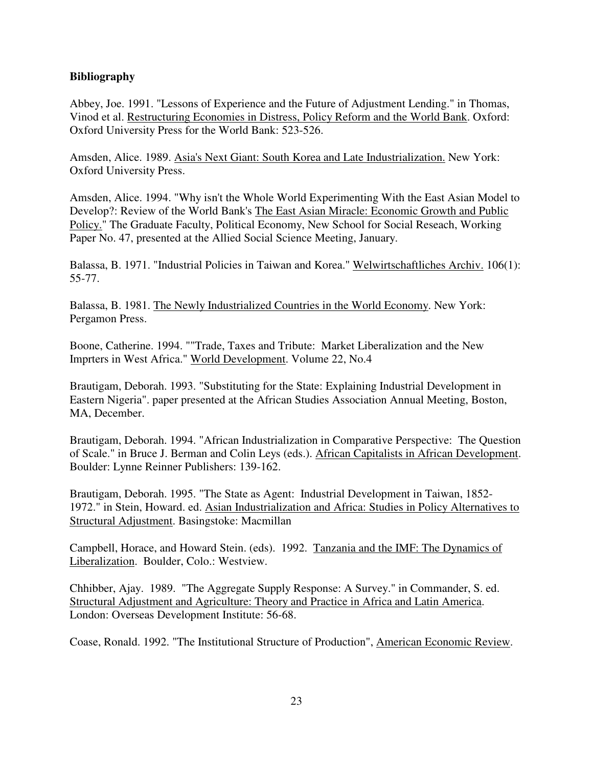**Bibliography**

Abbey, Joe. 1991. "Lessons of Experience and the Future of Adjustment Lending." in Thomas, Vinod et al. Restructuring Economies in Distress, Policy Reform and the World Bank. Oxford: Oxford University Press for the World Bank: 523-526.

Amsden, Alice. 1989. Asia's Next Giant: South Korea and Late Industrialization. New York: Oxford University Press.

Amsden, Alice. 1994. "Why isn't the Whole World Experimenting With the East Asian Model to Develop?: Review of the World Bank's The East Asian Miracle: Economic Growth and Public Policy." The Graduate Faculty, Political Economy, New School for Social Reseach, Working Paper No. 47, presented at the Allied Social Science Meeting, January.

Balassa, B. 1971. "Industrial Policies in Taiwan and Korea." Welwirtschaftliches Archiv. 106(1): 55-77.

Balassa, B. 1981. The Newly Industrialized Countries in the World Economy. New York: Pergamon Press.

Boone, Catherine. 1994. ""Trade, Taxes and Tribute: Market Liberalization and the New Imprters in West Africa." World Development. Volume 22, No.4

Brautigam, Deborah. 1993. "Substituting for the State: Explaining Industrial Development in Eastern Nigeria". paper presented at the African Studies Association Annual Meeting, Boston, MA, December.

Brautigam, Deborah. 1994. "African Industrialization in Comparative Perspective: The Question of Scale." in Bruce J. Berman and Colin Leys (eds.). African Capitalists in African Development. Boulder: Lynne Reinner Publishers: 139-162.

Brautigam, Deborah. 1995. "The State as Agent: Industrial Development in Taiwan, 1852-1972." in Stein, Howard. ed. Asian Industrialization and Africa: Studies in Policy Alternatives to Structural Adjustment. Basingstoke: Macmillan

Campbell, Horace, and Howard Stein. (eds). 1992. Tanzania and the IMF: The Dynamics of Liberalization. Boulder, Colo.: Westview.

Chhibber, Ajay. 1989. "The Aggregate Supply Response: A Survey." in Commander, S. ed. Structural Adjustment and Agriculture: Theory and Practice in Africa and Latin America. London: Overseas Development Institute: 56-68.

Coase, Ronald. 1992. "The Institutional Structure of Production", American Economic Review.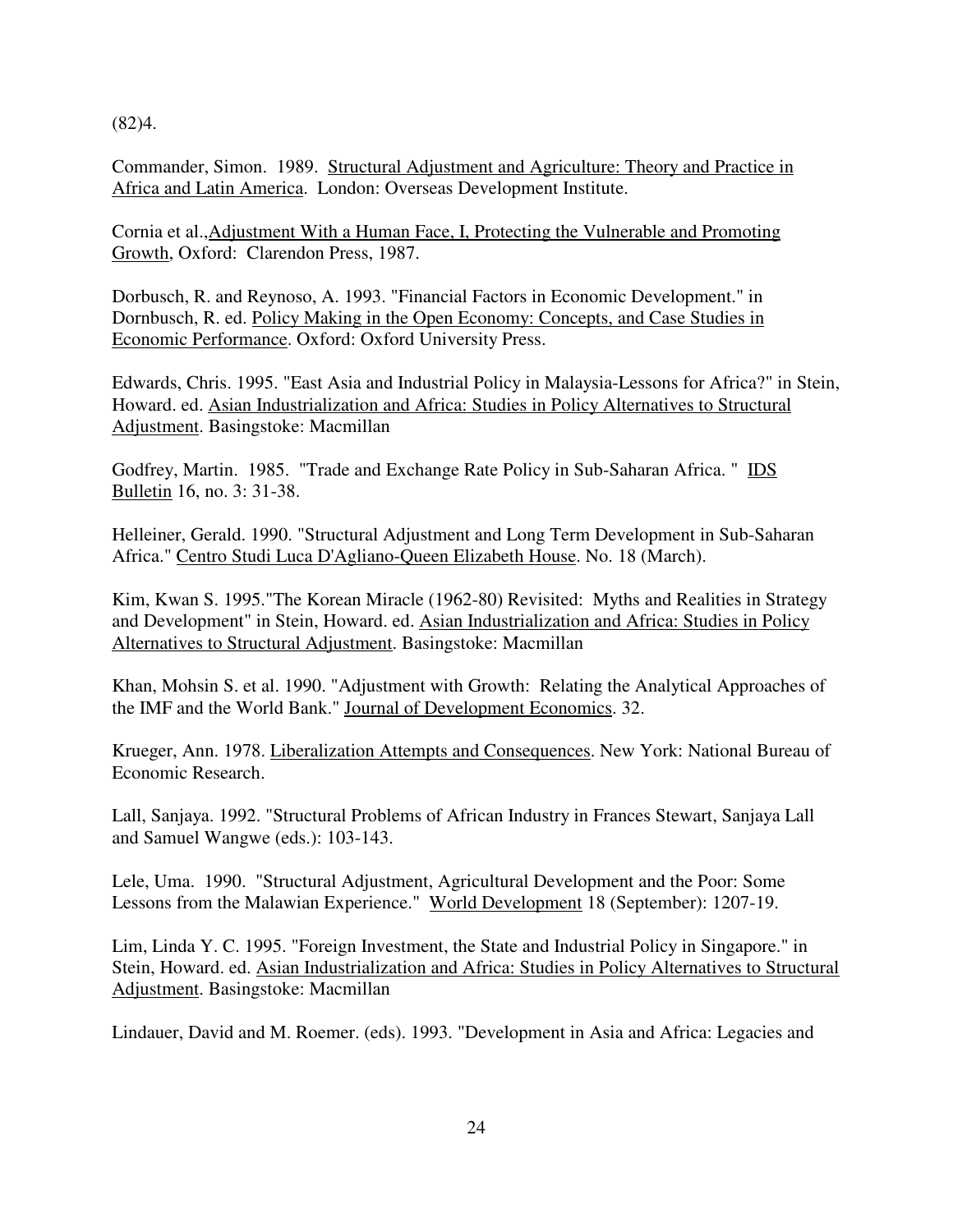(82)4.

Commander, Simon. 1989. Structural Adjustment and Agriculture: Theory and Practice in Africa and Latin America. London: Overseas Development Institute.

Cornia et al.,Adjustment With a Human Face, I, Protecting the Vulnerable and Promoting Growth, Oxford: Clarendon Press, 1987.

Dorbusch, R. and Reynoso, A. 1993. "Financial Factors in Economic Development." in Dornbusch, R. ed. Policy Making in the Open Economy: Concepts, and Case Studies in Economic Performance. Oxford: Oxford University Press.

Edwards, Chris. 1995. "East Asia and Industrial Policy in Malaysia-Lessons for Africa?" in Stein, Howard. ed. Asian Industrialization and Africa: Studies in Policy Alternatives to Structural Adjustment. Basingstoke: Macmillan

Godfrey, Martin. 1985. "Trade and Exchange Rate Policy in Sub-Saharan Africa. " IDS Bulletin 16, no. 3: 31-38.

Helleiner, Gerald. 1990. "Structural Adjustment and Long Term Development in Sub-Saharan Africa." Centro Studi Luca D'Agliano-Queen Elizabeth House. No. 18 (March).

Kim, Kwan S. 1995."The Korean Miracle (1962-80) Revisited: Myths and Realities in Strategy and Development" in Stein, Howard. ed. Asian Industrialization and Africa: Studies in Policy Alternatives to Structural Adjustment. Basingstoke: Macmillan

Khan, Mohsin S. et al. 1990. "Adjustment with Growth: Relating the Analytical Approaches of the IMF and the World Bank." Journal of Development Economics. 32.

Krueger, Ann. 1978. Liberalization Attempts and Consequences. New York: National Bureau of Economic Research.

Lall, Sanjaya. 1992. "Structural Problems of African Industry in Frances Stewart, Sanjaya Lall and Samuel Wangwe (eds.): 103-143.

Lele, Uma. 1990. "Structural Adjustment, Agricultural Development and the Poor: Some Lessons from the Malawian Experience." World Development 18 (September): 1207-19.

Lim, Linda Y. C. 1995. "Foreign Investment, the State and Industrial Policy in Singapore." in Stein, Howard. ed. Asian Industrialization and Africa: Studies in Policy Alternatives to Structural Adjustment. Basingstoke: Macmillan

Lindauer, David and M. Roemer. (eds). 1993. "Development in Asia and Africa: Legacies and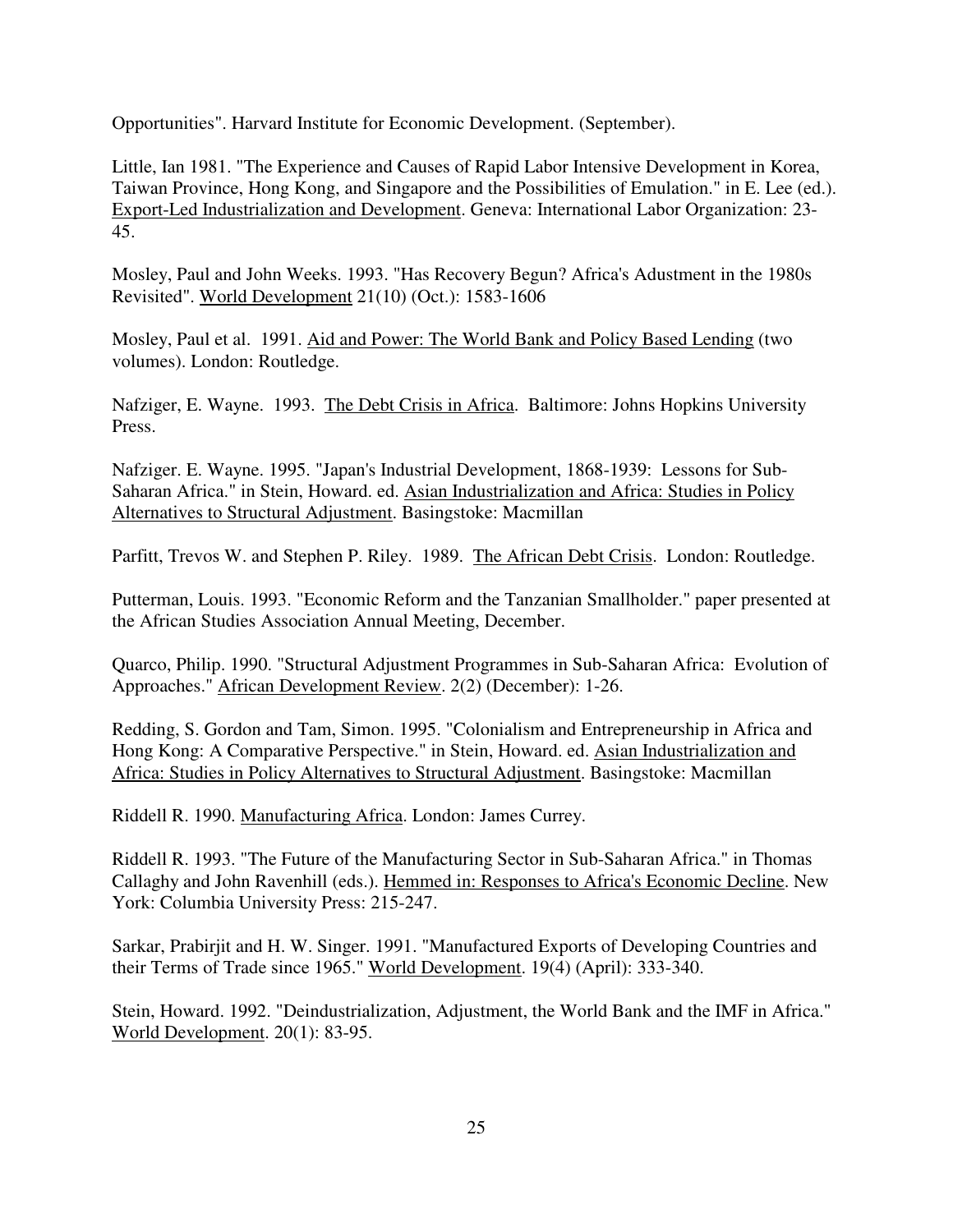Opportunities". Harvard Institute for Economic Development. (September).

Little, Ian 1981. "The Experience and Causes of Rapid Labor Intensive Development in Korea, Taiwan Province, Hong Kong, and Singapore and the Possibilities of Emulation." in E. Lee (ed.). Export-Led Industrialization and Development. Geneva: International Labor Organization: 23-45.

Mosley, Paul and John Weeks. 1993. "Has Recovery Begun? Africa's Adustment in the 1980s Revisited". World Development 21(10) (Oct.): 1583-1606

Mosley, Paul et al. 1991. Aid and Power: The World Bank and Policy Based Lending (two volumes). London: Routledge.

Nafziger, E. Wayne. 1993. The Debt Crisis in Africa. Baltimore: Johns Hopkins University Press.

Nafziger. E. Wayne. 1995. "Japan's Industrial Development, 1868-1939: Lessons for Sub-Saharan Africa." in Stein, Howard. ed. Asian Industrialization and Africa: Studies in Policy Alternatives to Structural Adjustment. Basingstoke: Macmillan

Parfitt, Trevos W. and Stephen P. Riley. 1989. The African Debt Crisis. London: Routledge.

Putterman, Louis. 1993. "Economic Reform and the Tanzanian Smallholder." paper presented at the African Studies Association Annual Meeting, December.

Quarco, Philip. 1990. "Structural Adjustment Programmes in Sub-Saharan Africa: Evolution of Approaches." African Development Review. 2(2) (December): 1-26.

Redding, S. Gordon and Tam, Simon. 1995. "Colonialism and Entrepreneurship in Africa and Hong Kong: A Comparative Perspective." in Stein, Howard. ed. Asian Industrialization and Africa: Studies in Policy Alternatives to Structural Adjustment. Basingstoke: Macmillan

Riddell R. 1990. Manufacturing Africa. London: James Currey.

Riddell R. 1993. "The Future of the Manufacturing Sector in Sub-Saharan Africa." in Thomas Callaghy and John Ravenhill (eds.). Hemmed in: Responses to Africa's Economic Decline. New York: Columbia University Press: 215-247.

Sarkar, Prabirjit and H. W. Singer. 1991. "Manufactured Exports of Developing Countries and their Terms of Trade since 1965." World Development. 19(4) (April): 333-340.

Stein, Howard. 1992. "Deindustrialization, Adjustment, the World Bank and the IMF in Africa." World Development. 20(1): 83-95.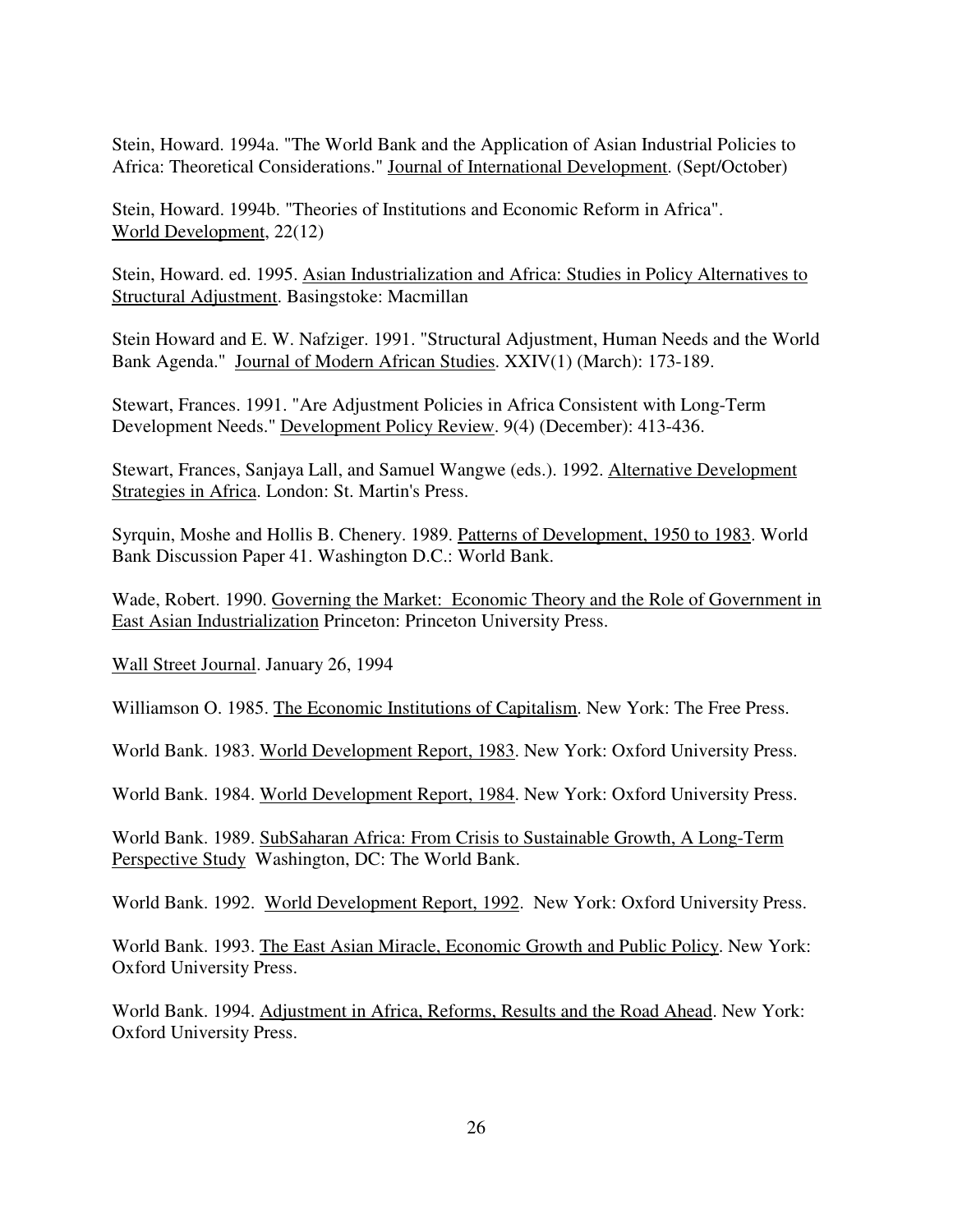Stein, Howard. 1994a. "The World Bank and the Application of Asian Industrial Policies to Africa: Theoretical Considerations." Journal of International Development. (Sept/October)

Stein, Howard. 1994b. "Theories of Institutions and Economic Reform in Africa". World Development, 22(12)

Stein, Howard. ed. 1995. Asian Industrialization and Africa: Studies in Policy Alternatives to Structural Adjustment. Basingstoke: Macmillan

Stein Howard and E. W. Nafziger. 1991. "Structural Adjustment, Human Needs and the World Bank Agenda." Journal of Modern African Studies. XXIV(1) (March): 173-189.

Stewart, Frances. 1991. "Are Adjustment Policies in Africa Consistent with Long-Term Development Needs." Development Policy Review. 9(4) (December): 413-436.

Stewart, Frances, Sanjaya Lall, and Samuel Wangwe (eds.). 1992. Alternative Development Strategies in Africa. London: St. Martin's Press.

Syrquin, Moshe and Hollis B. Chenery. 1989. Patterns of Development, 1950 to 1983. World Bank Discussion Paper 41. Washington D.C.: World Bank.

Wade, Robert. 1990. Governing the Market: Economic Theory and the Role of Government in East Asian Industrialization Princeton: Princeton University Press.

Wall Street Journal. January 26, 1994

Williamson O. 1985. The Economic Institutions of Capitalism. New York: The Free Press.

World Bank. 1983. World Development Report, 1983. New York: Oxford University Press.

World Bank. 1984. World Development Report, 1984. New York: Oxford University Press.

World Bank. 1989. SubSaharan Africa: From Crisis to Sustainable Growth, A Long-Term Perspective Study Washington, DC: The World Bank.

World Bank. 1992. World Development Report, 1992. New York: Oxford University Press.

World Bank. 1993. The East Asian Miracle, Economic Growth and Public Policy. New York: Oxford University Press.

World Bank. 1994. Adjustment in Africa, Reforms, Results and the Road Ahead. New York: Oxford University Press.